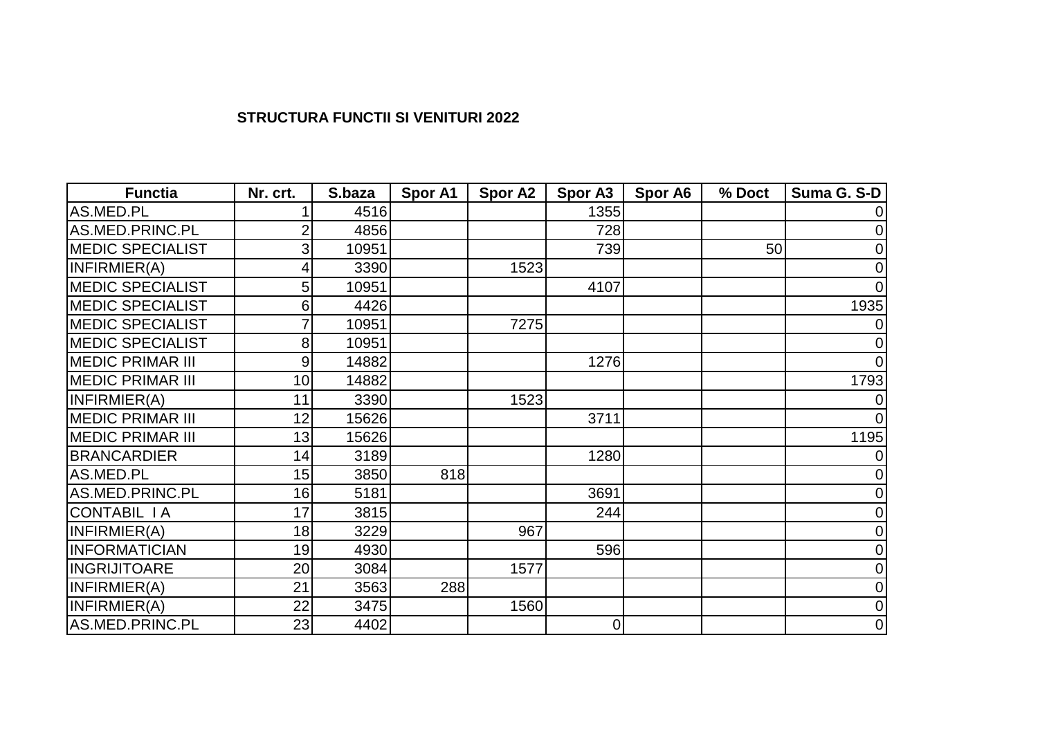**STRUCTURA FUNCTII SI VENITURI 2022**

| Functia | Nr. crt. | S.baza | Spor A1 | Spor A2 | Spor A3 | Spor A6 | % Doct | Suma G. S-D |
|---|---|---|---|---|---|---|---|---|
| AS.MED.PL | 1 | 4516 | | | 1355 | | | 0 |
| AS.MED.PRINC.PL | 2 | 4856 | | | 728 | | | 0 |
| MEDIC SPECIALIST | 3 | 10951 | | | 739 | | 50 | 0 |
| INFIRMIER(A) | 4 | 3390 | | 1523 | | | | 0 |
| MEDIC SPECIALIST | 5 | 10951 | | | 4107 | | | 0 |
| MEDIC SPECIALIST | 6 | 4426 | | | | | | 1935 |
| MEDIC SPECIALIST | 7 | 10951 | | 7275 | | | | 0 |
| MEDIC SPECIALIST | 8 | 10951 | | | | | | 0 |
| MEDIC PRIMAR III | 9 | 14882 | | | 1276 | | | 0 |
| MEDIC PRIMAR III | 10 | 14882 | | | | | | 1793 |
| INFIRMIER(A) | 11 | 3390 | | 1523 | | | | 0 |
| MEDIC PRIMAR III | 12 | 15626 | | | 3711 | | | 0 |
| MEDIC PRIMAR III | 13 | 15626 | | | | | | 1195 |
| BRANCARDIER | 14 | 3189 | | | 1280 | | | 0 |
| AS.MED.PL | 15 | 3850 | 818 | | | | | 0 |
| AS.MED.PRINC.PL | 16 | 5181 | | | 3691 | | | 0 |
| CONTABIL I A | 17 | 3815 | | | 244 | | | 0 |
| INFIRMIER(A) | 18 | 3229 | | 967 | | | | 0 |
| INFORMATICIAN | 19 | 4930 | | | 596 | | | 0 |
| INGRIJITOARE | 20 | 3084 | | 1577 | | | | 0 |
| INFIRMIER(A) | 21 | 3563 | 288 | | | | | 0 |
| INFIRMIER(A) | 22 | 3475 | | 1560 | | | | 0 |
| AS.MED.PRINC.PL | 23 | 4402 | | | 0 | | | 0 |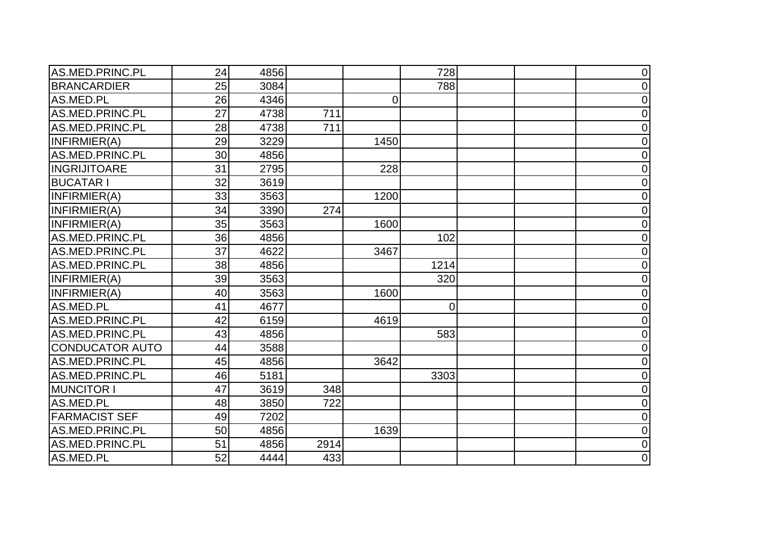| | | | | | | | | |
|---|---|---|---|---|---|---|---|---|
| AS.MED.PRINC.PL | 24 | 4856 | | | 728 | | | 0 |
| BRANCARDIER | 25 | 3084 | | | 788 | | | 0 |
| AS.MED.PL | 26 | 4346 | | 0 | | | | 0 |
| AS.MED.PRINC.PL | 27 | 4738 | 711 | | | | | 0 |
| AS.MED.PRINC.PL | 28 | 4738 | 711 | | | | | 0 |
| INFIRMIER(A) | 29 | 3229 | | 1450 | | | | 0 |
| AS.MED.PRINC.PL | 30 | 4856 | | | | | | 0 |
| INGRIJITOARE | 31 | 2795 | | 228 | | | | 0 |
| BUCATAR I | 32 | 3619 | | | | | | 0 |
| INFIRMIER(A) | 33 | 3563 | | 1200 | | | | 0 |
| INFIRMIER(A) | 34 | 3390 | 274 | | | | | 0 |
| INFIRMIER(A) | 35 | 3563 | | 1600 | | | | 0 |
| AS.MED.PRINC.PL | 36 | 4856 | | | 102 | | | 0 |
| AS.MED.PRINC.PL | 37 | 4622 | | 3467 | | | | 0 |
| AS.MED.PRINC.PL | 38 | 4856 | | | 1214 | | | 0 |
| INFIRMIER(A) | 39 | 3563 | | | 320 | | | 0 |
| INFIRMIER(A) | 40 | 3563 | | 1600 | | | | 0 |
| AS.MED.PL | 41 | 4677 | | | 0 | | | 0 |
| AS.MED.PRINC.PL | 42 | 6159 | | 4619 | | | | 0 |
| AS.MED.PRINC.PL | 43 | 4856 | | | 583 | | | 0 |
| CONDUCATOR AUTO | 44 | 3588 | | | | | | 0 |
| AS.MED.PRINC.PL | 45 | 4856 | | 3642 | | | | 0 |
| AS.MED.PRINC.PL | 46 | 5181 | | | 3303 | | | 0 |
| MUNCITOR I | 47 | 3619 | 348 | | | | | 0 |
| AS.MED.PL | 48 | 3850 | 722 | | | | | 0 |
| FARMACIST SEF | 49 | 7202 | | | | | | 0 |
| AS.MED.PRINC.PL | 50 | 4856 | | 1639 | | | | 0 |
| AS.MED.PRINC.PL | 51 | 4856 | 2914 | | | | | 0 |
| AS.MED.PL | 52 | 4444 | 433 | | | | | 0 |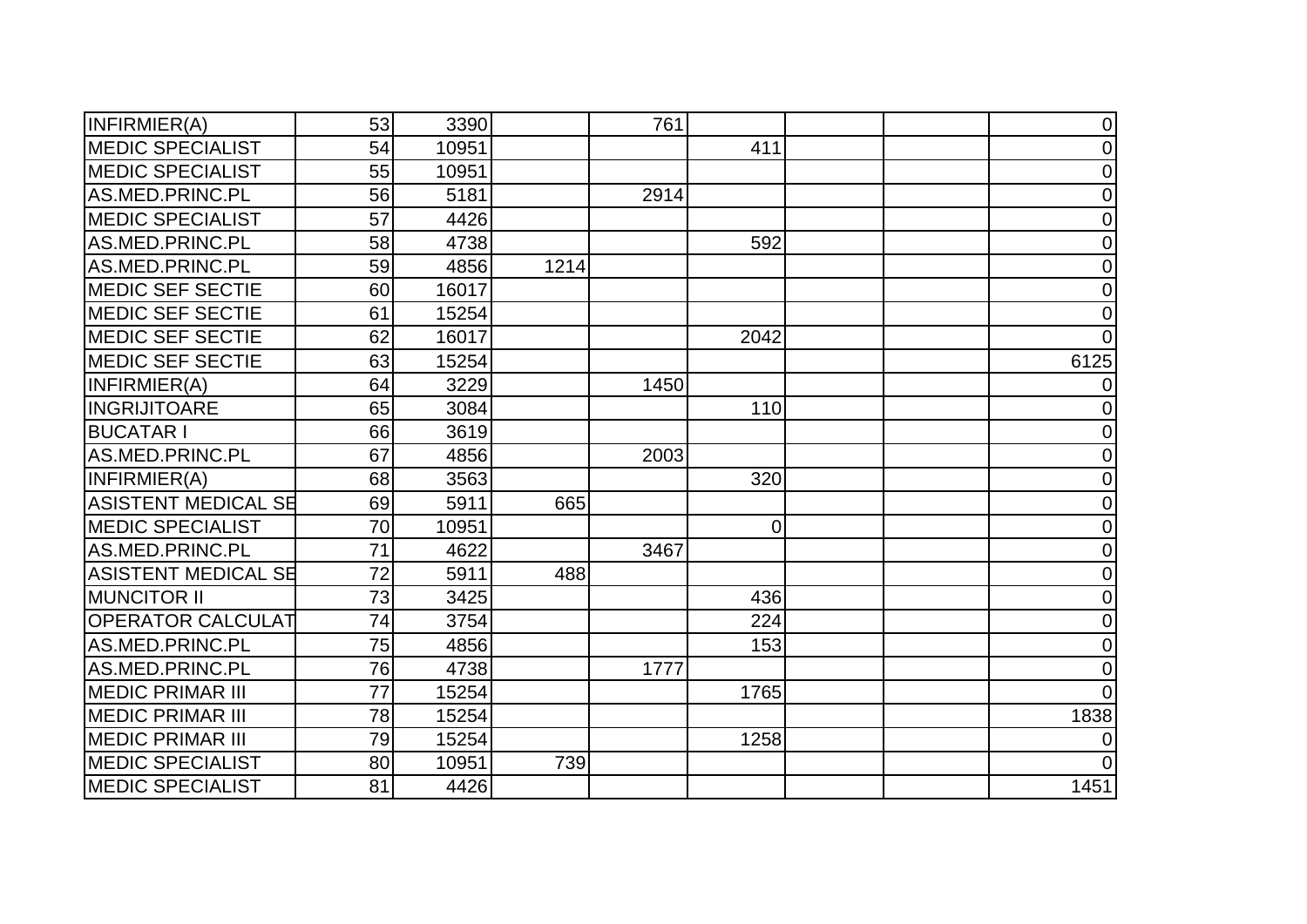| | | | | | | | | |
|---|---|---|---|---|---|---|---|---|
| INFIRMIER(A) | 53 | 3390 | | 761 | | | | 0 |
| MEDIC SPECIALIST | 54 | 10951 | | | 411 | | | 0 |
| MEDIC SPECIALIST | 55 | 10951 | | | | | | 0 |
| AS.MED.PRINC.PL | 56 | 5181 | | 2914 | | | | 0 |
| MEDIC SPECIALIST | 57 | 4426 | | | | | | 0 |
| AS.MED.PRINC.PL | 58 | 4738 | | | 592 | | | 0 |
| AS.MED.PRINC.PL | 59 | 4856 | 1214 | | | | | 0 |
| MEDIC SEF SECTIE | 60 | 16017 | | | | | | 0 |
| MEDIC SEF SECTIE | 61 | 15254 | | | | | | 0 |
| MEDIC SEF SECTIE | 62 | 16017 | | | 2042 | | | 0 |
| MEDIC SEF SECTIE | 63 | 15254 | | | | | | 6125 |
| INFIRMIER(A) | 64 | 3229 | | 1450 | | | | 0 |
| INGRIJITOARE | 65 | 3084 | | | 110 | | | 0 |
| BUCATAR I | 66 | 3619 | | | | | | 0 |
| AS.MED.PRINC.PL | 67 | 4856 | | 2003 | | | | 0 |
| INFIRMIER(A) | 68 | 3563 | | | 320 | | | 0 |
| ASISTENT MEDICAL SE | 69 | 5911 | 665 | | | | | 0 |
| MEDIC SPECIALIST | 70 | 10951 | | | 0 | | | 0 |
| AS.MED.PRINC.PL | 71 | 4622 | | 3467 | | | | 0 |
| ASISTENT MEDICAL SE | 72 | 5911 | 488 | | | | | 0 |
| MUNCITOR II | 73 | 3425 | | | 436 | | | 0 |
| OPERATOR CALCULAT | 74 | 3754 | | | 224 | | | 0 |
| AS.MED.PRINC.PL | 75 | 4856 | | | 153 | | | 0 |
| AS.MED.PRINC.PL | 76 | 4738 | | 1777 | | | | 0 |
| MEDIC PRIMAR III | 77 | 15254 | | | 1765 | | | 0 |
| MEDIC PRIMAR III | 78 | 15254 | | | | | | 1838 |
| MEDIC PRIMAR III | 79 | 15254 | | | 1258 | | | 0 |
| MEDIC SPECIALIST | 80 | 10951 | 739 | | | | | 0 |
| MEDIC SPECIALIST | 81 | 4426 | | | | | | 1451 |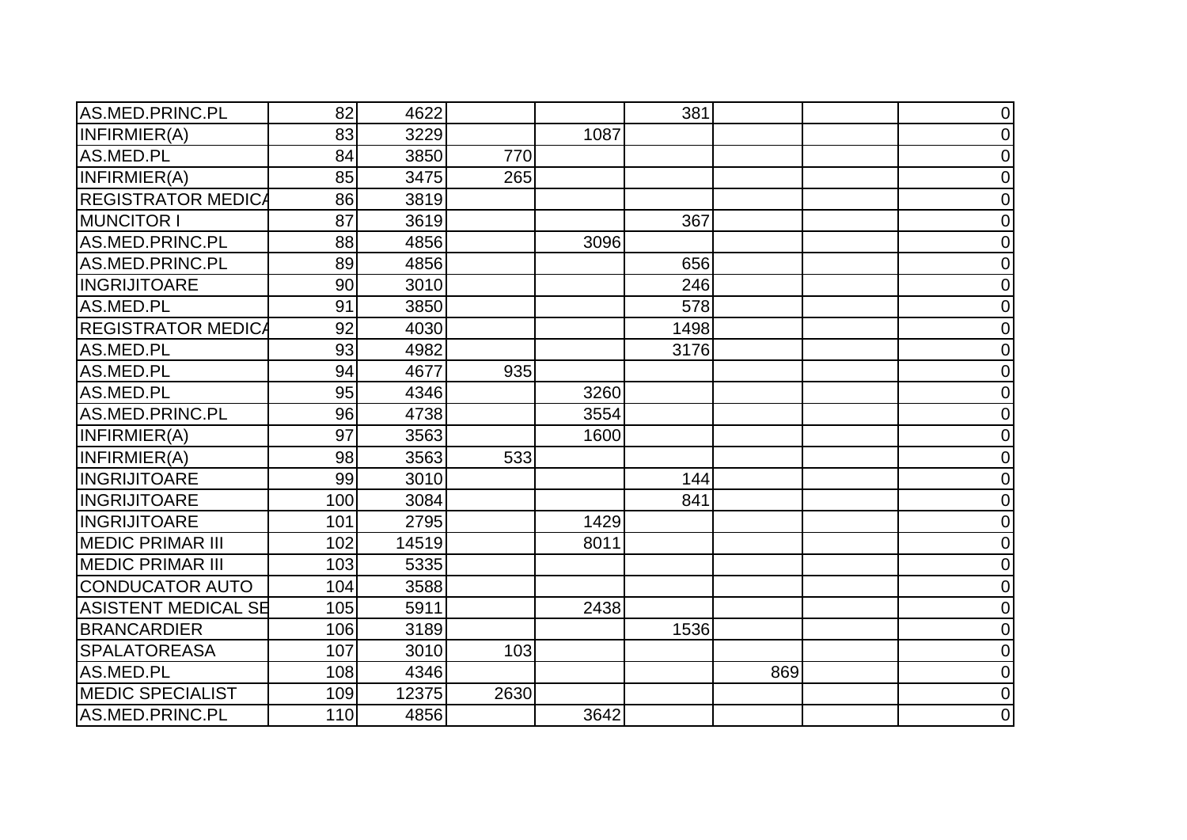| | | | | | | | | |
|---|---|---|---|---|---|---|---|---|
| AS.MED.PRINC.PL | 82 | 4622 | | | 381 | | | 0 |
| INFIRMIER(A) | 83 | 3229 | | 1087 | | | | 0 |
| AS.MED.PL | 84 | 3850 | 770 | | | | | 0 |
| INFIRMIER(A) | 85 | 3475 | 265 | | | | | 0 |
| REGISTRATOR MEDICA | 86 | 3819 | | | | | | 0 |
| MUNCITOR I | 87 | 3619 | | | 367 | | | 0 |
| AS.MED.PRINC.PL | 88 | 4856 | | 3096 | | | | 0 |
| AS.MED.PRINC.PL | 89 | 4856 | | | 656 | | | 0 |
| INGRIJITOARE | 90 | 3010 | | | 246 | | | 0 |
| AS.MED.PL | 91 | 3850 | | | 578 | | | 0 |
| REGISTRATOR MEDICA | 92 | 4030 | | | 1498 | | | 0 |
| AS.MED.PL | 93 | 4982 | | | 3176 | | | 0 |
| AS.MED.PL | 94 | 4677 | 935 | | | | | 0 |
| AS.MED.PL | 95 | 4346 | | 3260 | | | | 0 |
| AS.MED.PRINC.PL | 96 | 4738 | | 3554 | | | | 0 |
| INFIRMIER(A) | 97 | 3563 | | 1600 | | | | 0 |
| INFIRMIER(A) | 98 | 3563 | 533 | | | | | 0 |
| INGRIJITOARE | 99 | 3010 | | | 144 | | | 0 |
| INGRIJITOARE | 100 | 3084 | | | 841 | | | 0 |
| INGRIJITOARE | 101 | 2795 | | 1429 | | | | 0 |
| MEDIC PRIMAR III | 102 | 14519 | | 8011 | | | | 0 |
| MEDIC PRIMAR III | 103 | 5335 | | | | | | 0 |
| CONDUCATOR AUTO | 104 | 3588 | | | | | | 0 |
| ASISTENT MEDICAL SE | 105 | 5911 | | 2438 | | | | 0 |
| BRANCARDIER | 106 | 3189 | | | 1536 | | | 0 |
| SPALATOREASA | 107 | 3010 | 103 | | | | | 0 |
| AS.MED.PL | 108 | 4346 | | | | 869 | | 0 |
| MEDIC SPECIALIST | 109 | 12375 | 2630 | | | | | 0 |
| AS.MED.PRINC.PL | 110 | 4856 | | 3642 | | | | 0 |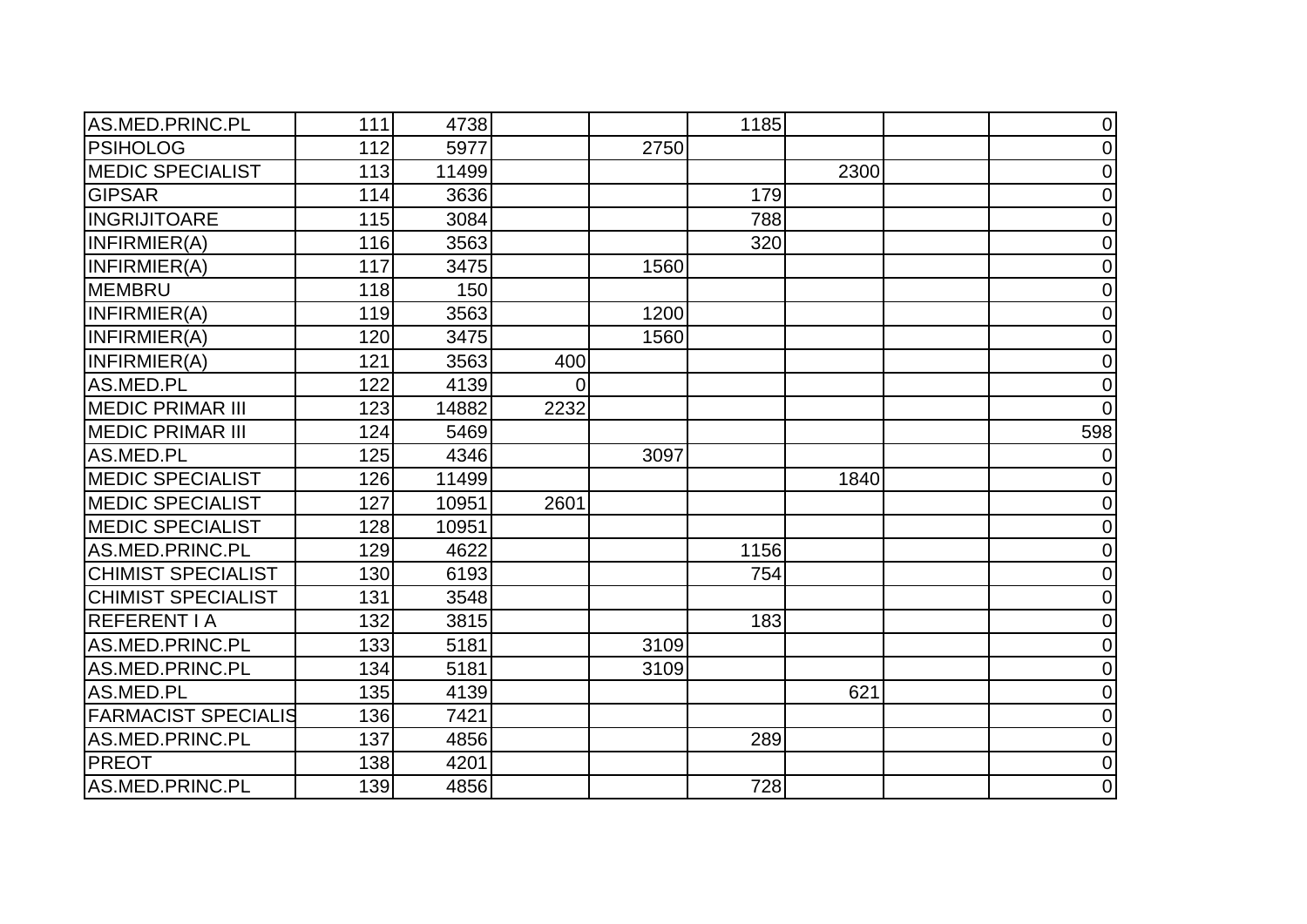| | | | | | | | | |
|---|---|---|---|---|---|---|---|---|
| AS.MED.PRINC.PL | 111 | 4738 | | | 1185 | | | 0 |
| PSIHOLOG | 112 | 5977 | | 2750 | | | | 0 |
| MEDIC SPECIALIST | 113 | 11499 | | | | 2300 | | 0 |
| GIPSAR | 114 | 3636 | | | 179 | | | 0 |
| INGRIJITOARE | 115 | 3084 | | | 788 | | | 0 |
| INFIRMIER(A) | 116 | 3563 | | | 320 | | | 0 |
| INFIRMIER(A) | 117 | 3475 | | 1560 | | | | 0 |
| MEMBRU | 118 | 150 | | | | | | 0 |
| INFIRMIER(A) | 119 | 3563 | | 1200 | | | | 0 |
| INFIRMIER(A) | 120 | 3475 | | 1560 | | | | 0 |
| INFIRMIER(A) | 121 | 3563 | 400 | | | | | 0 |
| AS.MED.PL | 122 | 4139 | 0 | | | | | 0 |
| MEDIC PRIMAR III | 123 | 14882 | 2232 | | | | | 0 |
| MEDIC PRIMAR III | 124 | 5469 | | | | | | 598 |
| AS.MED.PL | 125 | 4346 | | 3097 | | | | 0 |
| MEDIC SPECIALIST | 126 | 11499 | | | | 1840 | | 0 |
| MEDIC SPECIALIST | 127 | 10951 | 2601 | | | | | 0 |
| MEDIC SPECIALIST | 128 | 10951 | | | | | | 0 |
| AS.MED.PRINC.PL | 129 | 4622 | | | 1156 | | | 0 |
| CHIMIST SPECIALIST | 130 | 6193 | | | 754 | | | 0 |
| CHIMIST SPECIALIST | 131 | 3548 | | | | | | 0 |
| REFERENT I A | 132 | 3815 | | | 183 | | | 0 |
| AS.MED.PRINC.PL | 133 | 5181 | | 3109 | | | | 0 |
| AS.MED.PRINC.PL | 134 | 5181 | | 3109 | | | | 0 |
| AS.MED.PL | 135 | 4139 | | | | 621 | | 0 |
| FARMACIST SPECIALIS | 136 | 7421 | | | | | | 0 |
| AS.MED.PRINC.PL | 137 | 4856 | | | 289 | | | 0 |
| PREOT | 138 | 4201 | | | | | | 0 |
| AS.MED.PRINC.PL | 139 | 4856 | | | 728 | | | 0 |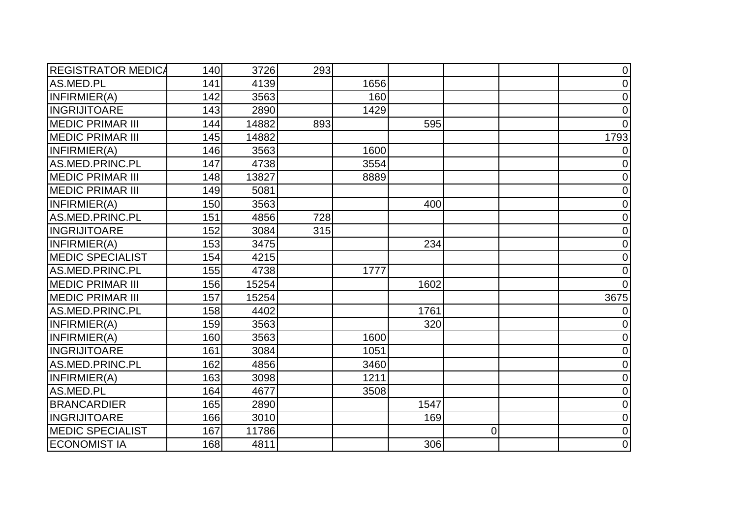| | | | | | | | | |
|---|---|---|---|---|---|---|---|---|
| REGISTRATOR MEDICA | 140 | 3726 | 293 | | | | | 0 |
| AS.MED.PL | 141 | 4139 | | 1656 | | | | 0 |
| INFIRMIER(A) | 142 | 3563 | | 160 | | | | 0 |
| INGRIJITOARE | 143 | 2890 | | 1429 | | | | 0 |
| MEDIC PRIMAR III | 144 | 14882 | 893 | | 595 | | | 0 |
| MEDIC PRIMAR III | 145 | 14882 | | | | | | 1793 |
| INFIRMIER(A) | 146 | 3563 | | 1600 | | | | 0 |
| AS.MED.PRINC.PL | 147 | 4738 | | 3554 | | | | 0 |
| MEDIC PRIMAR III | 148 | 13827 | | 8889 | | | | 0 |
| MEDIC PRIMAR III | 149 | 5081 | | | | | | 0 |
| INFIRMIER(A) | 150 | 3563 | | | 400 | | | 0 |
| AS.MED.PRINC.PL | 151 | 4856 | 728 | | | | | 0 |
| INGRIJITOARE | 152 | 3084 | 315 | | | | | 0 |
| INFIRMIER(A) | 153 | 3475 | | | 234 | | | 0 |
| MEDIC SPECIALIST | 154 | 4215 | | | | | | 0 |
| AS.MED.PRINC.PL | 155 | 4738 | | 1777 | | | | 0 |
| MEDIC PRIMAR III | 156 | 15254 | | | 1602 | | | 0 |
| MEDIC PRIMAR III | 157 | 15254 | | | | | | 3675 |
| AS.MED.PRINC.PL | 158 | 4402 | | | 1761 | | | 0 |
| INFIRMIER(A) | 159 | 3563 | | | 320 | | | 0 |
| INFIRMIER(A) | 160 | 3563 | | 1600 | | | | 0 |
| INGRIJITOARE | 161 | 3084 | | 1051 | | | | 0 |
| AS.MED.PRINC.PL | 162 | 4856 | | 3460 | | | | 0 |
| INFIRMIER(A) | 163 | 3098 | | 1211 | | | | 0 |
| AS.MED.PL | 164 | 4677 | | 3508 | | | | 0 |
| BRANCARDIER | 165 | 2890 | | | 1547 | | | 0 |
| INGRIJITOARE | 166 | 3010 | | | 169 | | | 0 |
| MEDIC SPECIALIST | 167 | 11786 | | | | 0 | | 0 |
| ECONOMIST IA | 168 | 4811 | | | 306 | | | 0 |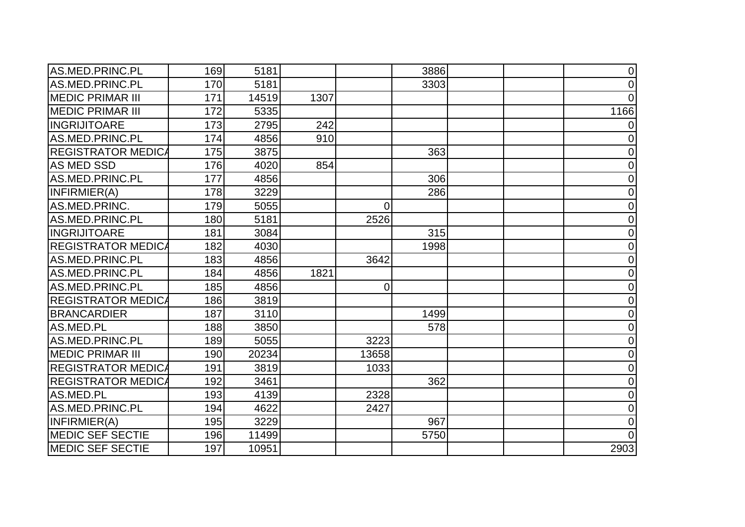| | | | | | | | | |
|---|---|---|---|---|---|---|---|---|
| AS.MED.PRINC.PL | 169 | 5181 | | | 3886 | | | 0 |
| AS.MED.PRINC.PL | 170 | 5181 | | | 3303 | | | 0 |
| MEDIC PRIMAR III | 171 | 14519 | 1307 | | | | | 0 |
| MEDIC PRIMAR III | 172 | 5335 | | | | | | 1166 |
| INGRIJITOARE | 173 | 2795 | 242 | | | | | 0 |
| AS.MED.PRINC.PL | 174 | 4856 | 910 | | | | | 0 |
| REGISTRATOR MEDICA | 175 | 3875 | | | 363 | | | 0 |
| AS MED SSD | 176 | 4020 | 854 | | | | | 0 |
| AS.MED.PRINC.PL | 177 | 4856 | | | 306 | | | 0 |
| INFIRMIER(A) | 178 | 3229 | | | 286 | | | 0 |
| AS.MED.PRINC. | 179 | 5055 | | 0 | | | | 0 |
| AS.MED.PRINC.PL | 180 | 5181 | | 2526 | | | | 0 |
| INGRIJITOARE | 181 | 3084 | | | 315 | | | 0 |
| REGISTRATOR MEDICA | 182 | 4030 | | | 1998 | | | 0 |
| AS.MED.PRINC.PL | 183 | 4856 | | 3642 | | | | 0 |
| AS.MED.PRINC.PL | 184 | 4856 | 1821 | | | | | 0 |
| AS.MED.PRINC.PL | 185 | 4856 | | 0 | | | | 0 |
| REGISTRATOR MEDICA | 186 | 3819 | | | | | | 0 |
| BRANCARDIER | 187 | 3110 | | | 1499 | | | 0 |
| AS.MED.PL | 188 | 3850 | | | 578 | | | 0 |
| AS.MED.PRINC.PL | 189 | 5055 | | 3223 | | | | 0 |
| MEDIC PRIMAR III | 190 | 20234 | | 13658 | | | | 0 |
| REGISTRATOR MEDICA | 191 | 3819 | | 1033 | | | | 0 |
| REGISTRATOR MEDICA | 192 | 3461 | | | 362 | | | 0 |
| AS.MED.PL | 193 | 4139 | | 2328 | | | | 0 |
| AS.MED.PRINC.PL | 194 | 4622 | | 2427 | | | | 0 |
| INFIRMIER(A) | 195 | 3229 | | | 967 | | | 0 |
| MEDIC SEF SECTIE | 196 | 11499 | | | 5750 | | | 0 |
| MEDIC SEF SECTIE | 197 | 10951 | | | | | | 2903 |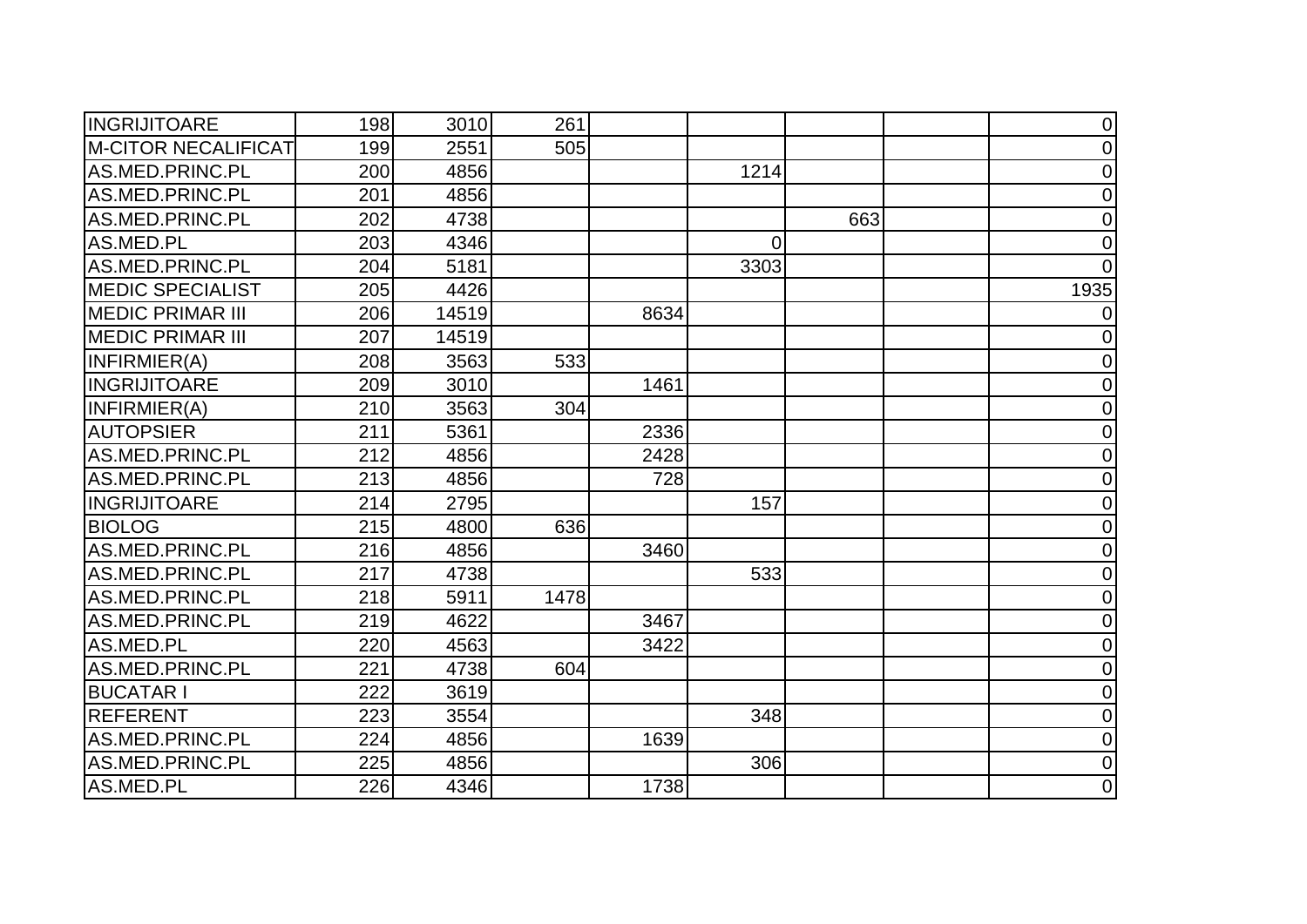| | | | | | | | | |
|---|---|---|---|---|---|---|---|---|
| INGRIJITOARE | 198 | 3010 | 261 | | | | | 0 |
| M-CITOR NECALIFICAT | 199 | 2551 | 505 | | | | | 0 |
| AS.MED.PRINC.PL | 200 | 4856 | | | 1214 | | | 0 |
| AS.MED.PRINC.PL | 201 | 4856 | | | | | | 0 |
| AS.MED.PRINC.PL | 202 | 4738 | | | | 663 | | 0 |
| AS.MED.PL | 203 | 4346 | | | 0 | | | 0 |
| AS.MED.PRINC.PL | 204 | 5181 | | | 3303 | | | 0 |
| MEDIC SPECIALIST | 205 | 4426 | | | | | | 1935 |
| MEDIC PRIMAR III | 206 | 14519 | | 8634 | | | | 0 |
| MEDIC PRIMAR III | 207 | 14519 | | | | | | 0 |
| INFIRMIER(A) | 208 | 3563 | 533 | | | | | 0 |
| INGRIJITOARE | 209 | 3010 | | 1461 | | | | 0 |
| INFIRMIER(A) | 210 | 3563 | 304 | | | | | 0 |
| AUTOPSIER | 211 | 5361 | | 2336 | | | | 0 |
| AS.MED.PRINC.PL | 212 | 4856 | | 2428 | | | | 0 |
| AS.MED.PRINC.PL | 213 | 4856 | | 728 | | | | 0 |
| INGRIJITOARE | 214 | 2795 | | | 157 | | | 0 |
| BIOLOG | 215 | 4800 | 636 | | | | | 0 |
| AS.MED.PRINC.PL | 216 | 4856 | | 3460 | | | | 0 |
| AS.MED.PRINC.PL | 217 | 4738 | | | 533 | | | 0 |
| AS.MED.PRINC.PL | 218 | 5911 | 1478 | | | | | 0 |
| AS.MED.PRINC.PL | 219 | 4622 | | 3467 | | | | 0 |
| AS.MED.PL | 220 | 4563 | | 3422 | | | | 0 |
| AS.MED.PRINC.PL | 221 | 4738 | 604 | | | | | 0 |
| BUCATAR I | 222 | 3619 | | | | | | 0 |
| REFERENT | 223 | 3554 | | | 348 | | | 0 |
| AS.MED.PRINC.PL | 224 | 4856 | | 1639 | | | | 0 |
| AS.MED.PRINC.PL | 225 | 4856 | | | 306 | | | 0 |
| AS.MED.PL | 226 | 4346 | | 1738 | | | | 0 |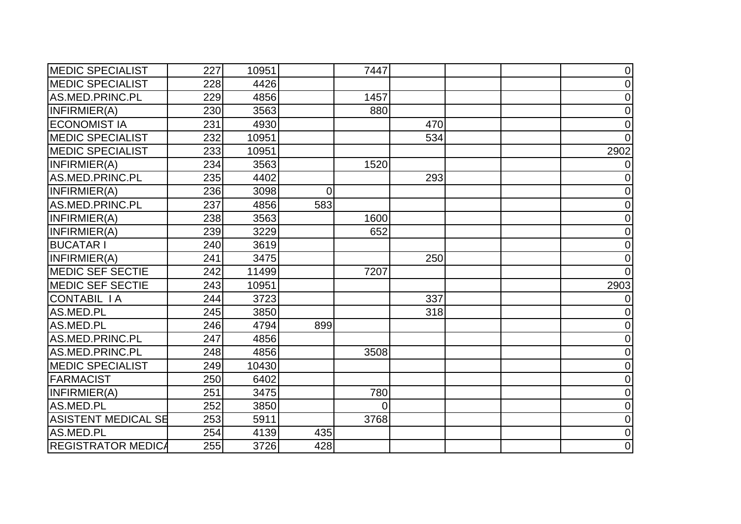| | | | | | | | | |
|---|---|---|---|---|---|---|---|---|
| MEDIC SPECIALIST | 227 | 10951 | | 7447 | | | | 0 |
| MEDIC SPECIALIST | 228 | 4426 | | | | | | 0 |
| AS.MED.PRINC.PL | 229 | 4856 | | 1457 | | | | 0 |
| INFIRMIER(A) | 230 | 3563 | | 880 | | | | 0 |
| ECONOMIST IA | 231 | 4930 | | | 470 | | | 0 |
| MEDIC SPECIALIST | 232 | 10951 | | | 534 | | | 0 |
| MEDIC SPECIALIST | 233 | 10951 | | | | | | 2902 |
| INFIRMIER(A) | 234 | 3563 | | 1520 | | | | 0 |
| AS.MED.PRINC.PL | 235 | 4402 | | | 293 | | | 0 |
| INFIRMIER(A) | 236 | 3098 | 0 | | | | | 0 |
| AS.MED.PRINC.PL | 237 | 4856 | 583 | | | | | 0 |
| INFIRMIER(A) | 238 | 3563 | | 1600 | | | | 0 |
| INFIRMIER(A) | 239 | 3229 | | 652 | | | | 0 |
| BUCATAR I | 240 | 3619 | | | | | | 0 |
| INFIRMIER(A) | 241 | 3475 | | | 250 | | | 0 |
| MEDIC SEF SECTIE | 242 | 11499 | | 7207 | | | | 0 |
| MEDIC SEF SECTIE | 243 | 10951 | | | | | | 2903 |
| CONTABIL I A | 244 | 3723 | | | 337 | | | 0 |
| AS.MED.PL | 245 | 3850 | | | 318 | | | 0 |
| AS.MED.PL | 246 | 4794 | 899 | | | | | 0 |
| AS.MED.PRINC.PL | 247 | 4856 | | | | | | 0 |
| AS.MED.PRINC.PL | 248 | 4856 | | 3508 | | | | 0 |
| MEDIC SPECIALIST | 249 | 10430 | | | | | | 0 |
| FARMACIST | 250 | 6402 | | | | | | 0 |
| INFIRMIER(A) | 251 | 3475 | | 780 | | | | 0 |
| AS.MED.PL | 252 | 3850 | | 0 | | | | 0 |
| ASISTENT MEDICAL SE | 253 | 5911 | | 3768 | | | | 0 |
| AS.MED.PL | 254 | 4139 | 435 | | | | | 0 |
| REGISTRATOR MEDICA | 255 | 3726 | 428 | | | | | 0 |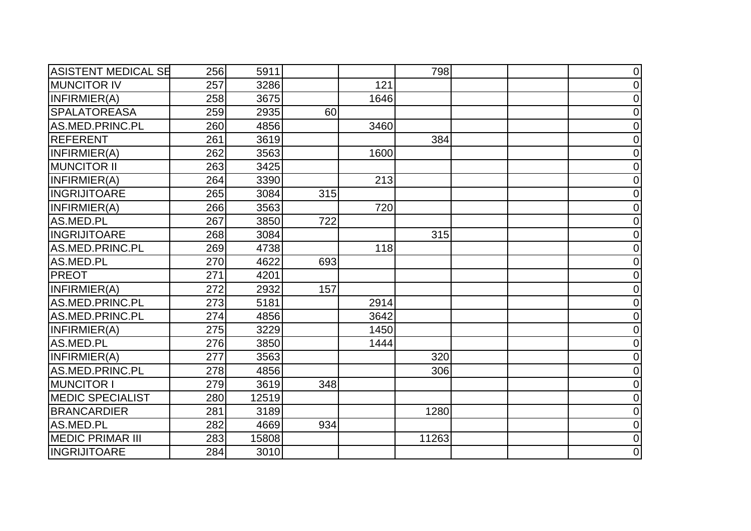| | | | | | | | | |
|---|---|---|---|---|---|---|---|---|
| ASISTENT MEDICAL SE | 256 | 5911 | | | 798 | | | 0 |
| MUNCITOR IV | 257 | 3286 | | 121 | | | | 0 |
| INFIRMIER(A) | 258 | 3675 | | 1646 | | | | 0 |
| SPALATOREASA | 259 | 2935 | 60 | | | | | 0 |
| AS.MED.PRINC.PL | 260 | 4856 | | 3460 | | | | 0 |
| REFERENT | 261 | 3619 | | | 384 | | | 0 |
| INFIRMIER(A) | 262 | 3563 | | 1600 | | | | 0 |
| MUNCITOR II | 263 | 3425 | | | | | | 0 |
| INFIRMIER(A) | 264 | 3390 | | 213 | | | | 0 |
| INGRIJITOARE | 265 | 3084 | 315 | | | | | 0 |
| INFIRMIER(A) | 266 | 3563 | | 720 | | | | 0 |
| AS.MED.PL | 267 | 3850 | 722 | | | | | 0 |
| INGRIJITOARE | 268 | 3084 | | | 315 | | | 0 |
| AS.MED.PRINC.PL | 269 | 4738 | | 118 | | | | 0 |
| AS.MED.PL | 270 | 4622 | 693 | | | | | 0 |
| PREOT | 271 | 4201 | | | | | | 0 |
| INFIRMIER(A) | 272 | 2932 | 157 | | | | | 0 |
| AS.MED.PRINC.PL | 273 | 5181 | | 2914 | | | | 0 |
| AS.MED.PRINC.PL | 274 | 4856 | | 3642 | | | | 0 |
| INFIRMIER(A) | 275 | 3229 | | 1450 | | | | 0 |
| AS.MED.PL | 276 | 3850 | | 1444 | | | | 0 |
| INFIRMIER(A) | 277 | 3563 | | | 320 | | | 0 |
| AS.MED.PRINC.PL | 278 | 4856 | | | 306 | | | 0 |
| MUNCITOR I | 279 | 3619 | 348 | | | | | 0 |
| MEDIC SPECIALIST | 280 | 12519 | | | | | | 0 |
| BRANCARDIER | 281 | 3189 | | | 1280 | | | 0 |
| AS.MED.PL | 282 | 4669 | 934 | | | | | 0 |
| MEDIC PRIMAR III | 283 | 15808 | | | 11263 | | | 0 |
| INGRIJITOARE | 284 | 3010 | | | | | | 0 |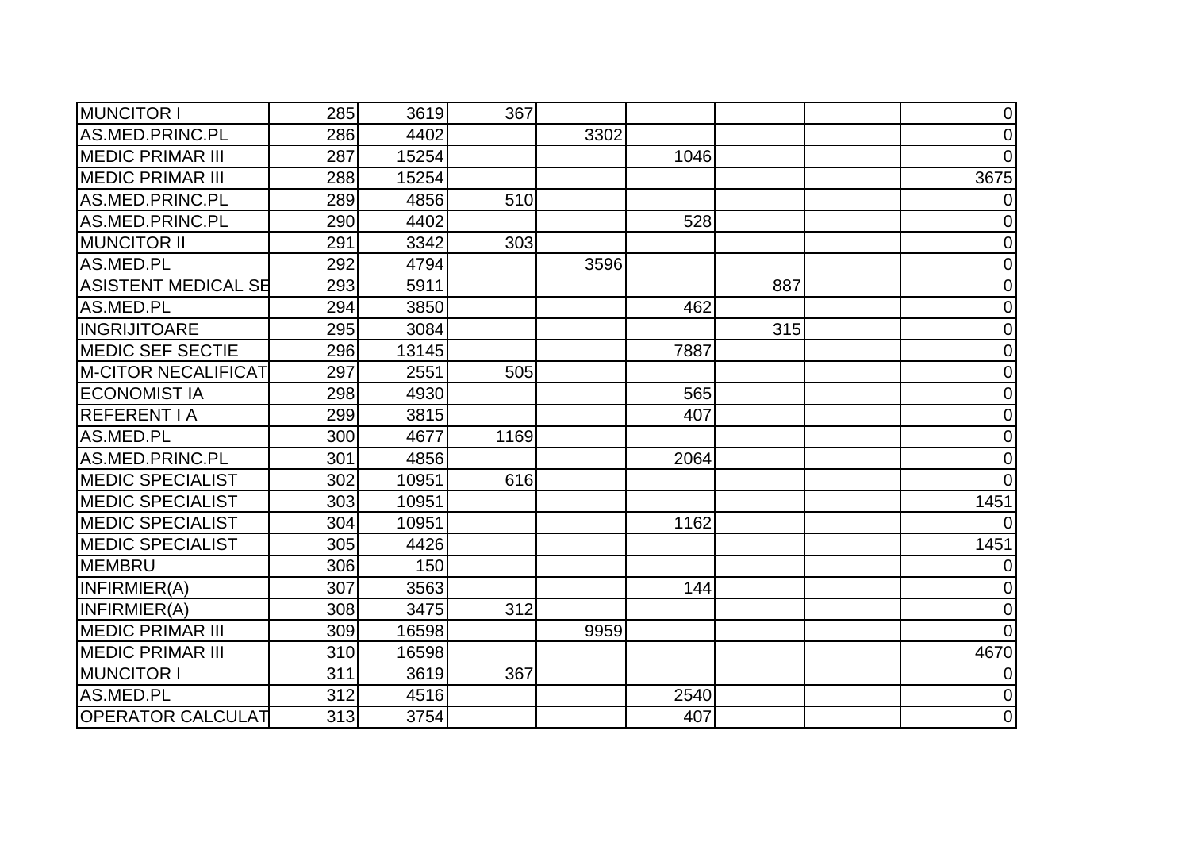| | | | | | | | | |
|---|---|---|---|---|---|---|---|---|
| MUNCITOR I | 285 | 3619 | 367 | | | | | 0 |
| AS.MED.PRINC.PL | 286 | 4402 | | 3302 | | | | 0 |
| MEDIC PRIMAR III | 287 | 15254 | | | 1046 | | | 0 |
| MEDIC PRIMAR III | 288 | 15254 | | | | | | 3675 |
| AS.MED.PRINC.PL | 289 | 4856 | 510 | | | | | 0 |
| AS.MED.PRINC.PL | 290 | 4402 | | | 528 | | | 0 |
| MUNCITOR II | 291 | 3342 | 303 | | | | | 0 |
| AS.MED.PL | 292 | 4794 | | 3596 | | | | 0 |
| ASISTENT MEDICAL SE | 293 | 5911 | | | | 887 | | 0 |
| AS.MED.PL | 294 | 3850 | | | 462 | | | 0 |
| INGRIJITOARE | 295 | 3084 | | | | 315 | | 0 |
| MEDIC SEF SECTIE | 296 | 13145 | | | 7887 | | | 0 |
| M-CITOR NECALIFICAT | 297 | 2551 | 505 | | | | | 0 |
| ECONOMIST IA | 298 | 4930 | | | 565 | | | 0 |
| REFERENT I A | 299 | 3815 | | | 407 | | | 0 |
| AS.MED.PL | 300 | 4677 | 1169 | | | | | 0 |
| AS.MED.PRINC.PL | 301 | 4856 | | | 2064 | | | 0 |
| MEDIC SPECIALIST | 302 | 10951 | 616 | | | | | 0 |
| MEDIC SPECIALIST | 303 | 10951 | | | | | | 1451 |
| MEDIC SPECIALIST | 304 | 10951 | | | 1162 | | | 0 |
| MEDIC SPECIALIST | 305 | 4426 | | | | | | 1451 |
| MEMBRU | 306 | 150 | | | | | | 0 |
| INFIRMIER(A) | 307 | 3563 | | | 144 | | | 0 |
| INFIRMIER(A) | 308 | 3475 | 312 | | | | | 0 |
| MEDIC PRIMAR III | 309 | 16598 | | 9959 | | | | 0 |
| MEDIC PRIMAR III | 310 | 16598 | | | | | | 4670 |
| MUNCITOR I | 311 | 3619 | 367 | | | | | 0 |
| AS.MED.PL | 312 | 4516 | | | 2540 | | | 0 |
| OPERATOR CALCULAT | 313 | 3754 | | | 407 | | | 0 |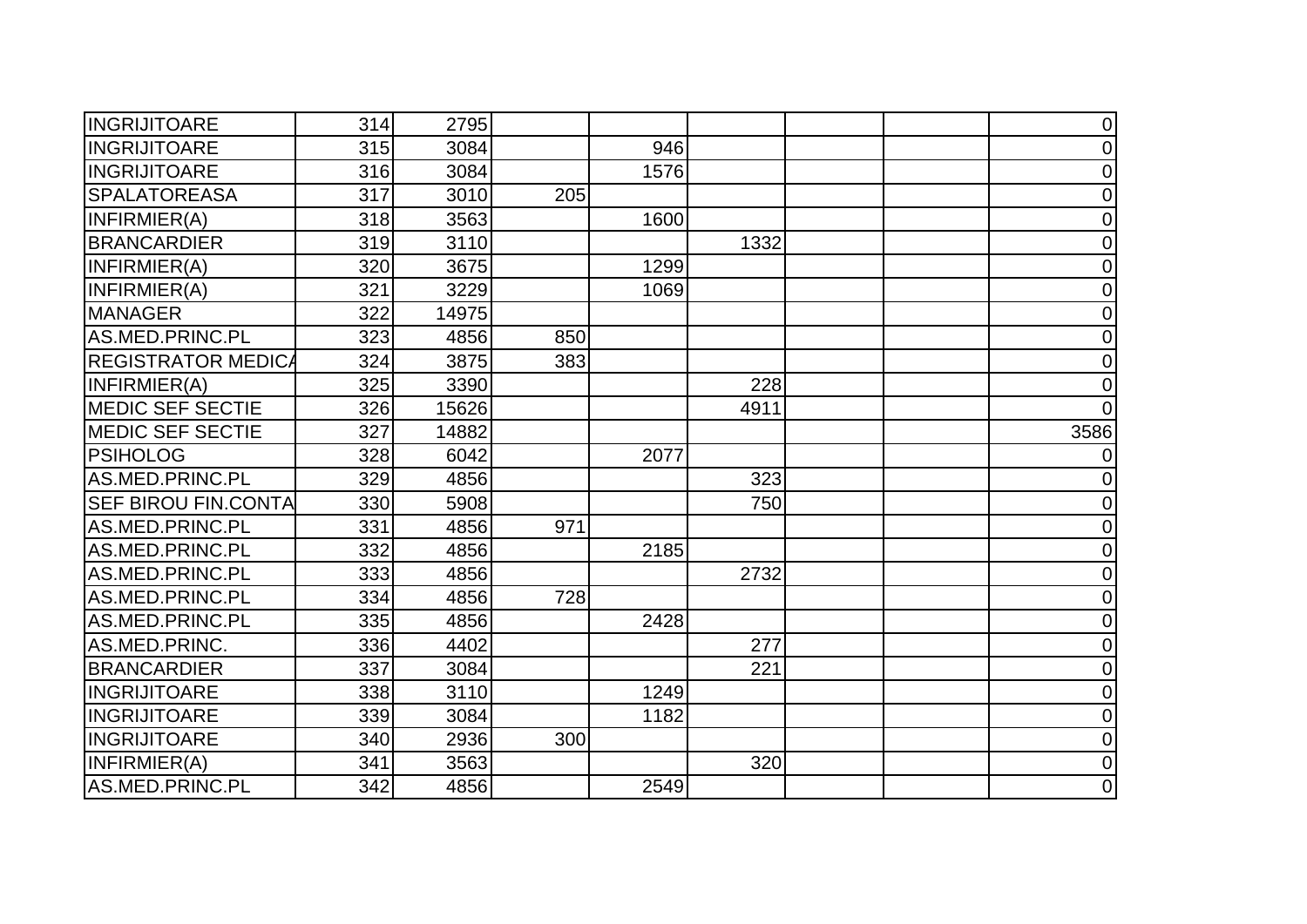| | | | | | | | | |
|---|---|---|---|---|---|---|---|---|
| INGRIJITOARE | 314 | 2795 | | | | | | 0 |
| INGRIJITOARE | 315 | 3084 | | 946 | | | | 0 |
| INGRIJITOARE | 316 | 3084 | | 1576 | | | | 0 |
| SPALATOREASA | 317 | 3010 | 205 | | | | | 0 |
| INFIRMIER(A) | 318 | 3563 | | 1600 | | | | 0 |
| BRANCARDIER | 319 | 3110 | | | 1332 | | | 0 |
| INFIRMIER(A) | 320 | 3675 | | 1299 | | | | 0 |
| INFIRMIER(A) | 321 | 3229 | | 1069 | | | | 0 |
| MANAGER | 322 | 14975 | | | | | | 0 |
| AS.MED.PRINC.PL | 323 | 4856 | 850 | | | | | 0 |
| REGISTRATOR MEDICA | 324 | 3875 | 383 | | | | | 0 |
| INFIRMIER(A) | 325 | 3390 | | | 228 | | | 0 |
| MEDIC SEF SECTIE | 326 | 15626 | | | 4911 | | | 0 |
| MEDIC SEF SECTIE | 327 | 14882 | | | | | | 3586 |
| PSIHOLOG | 328 | 6042 | | 2077 | | | | 0 |
| AS.MED.PRINC.PL | 329 | 4856 | | | 323 | | | 0 |
| SEF BIROU FIN.CONTA | 330 | 5908 | | | 750 | | | 0 |
| AS.MED.PRINC.PL | 331 | 4856 | 971 | | | | | 0 |
| AS.MED.PRINC.PL | 332 | 4856 | | 2185 | | | | 0 |
| AS.MED.PRINC.PL | 333 | 4856 | | | 2732 | | | 0 |
| AS.MED.PRINC.PL | 334 | 4856 | 728 | | | | | 0 |
| AS.MED.PRINC.PL | 335 | 4856 | | 2428 | | | | 0 |
| AS.MED.PRINC. | 336 | 4402 | | | 277 | | | 0 |
| BRANCARDIER | 337 | 3084 | | | 221 | | | 0 |
| INGRIJITOARE | 338 | 3110 | | 1249 | | | | 0 |
| INGRIJITOARE | 339 | 3084 | | 1182 | | | | 0 |
| INGRIJITOARE | 340 | 2936 | 300 | | | | | 0 |
| INFIRMIER(A) | 341 | 3563 | | | 320 | | | 0 |
| AS.MED.PRINC.PL | 342 | 4856 | | 2549 | | | | 0 |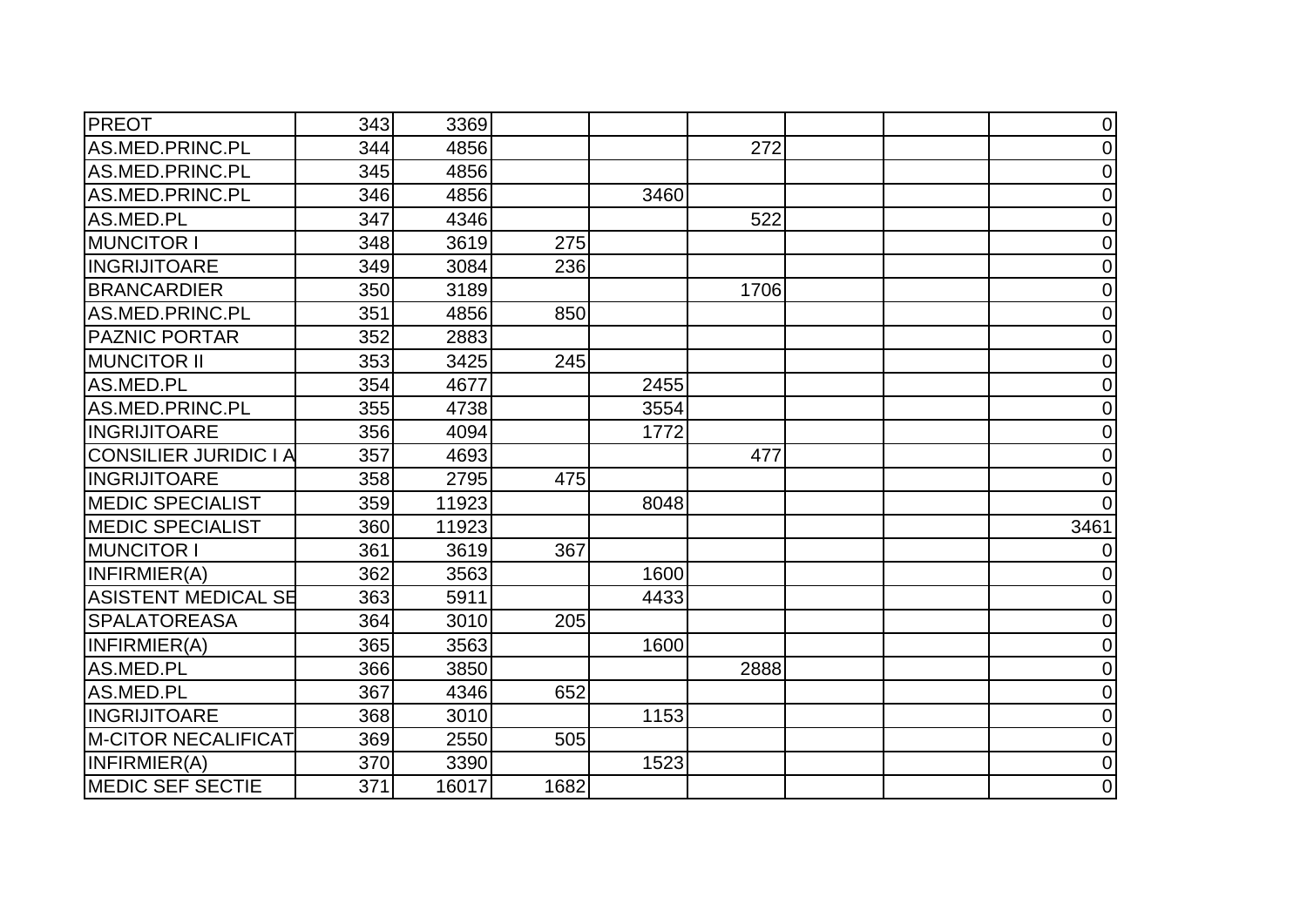| | | | | | | | | |
|---|---|---|---|---|---|---|---|---|
| PREOT | 343 | 3369 | | | | | | 0 |
| AS.MED.PRINC.PL | 344 | 4856 | | | 272 | | | 0 |
| AS.MED.PRINC.PL | 345 | 4856 | | | | | | 0 |
| AS.MED.PRINC.PL | 346 | 4856 | | 3460 | | | | 0 |
| AS.MED.PL | 347 | 4346 | | | 522 | | | 0 |
| MUNCITOR I | 348 | 3619 | 275 | | | | | 0 |
| INGRIJITOARE | 349 | 3084 | 236 | | | | | 0 |
| BRANCARDIER | 350 | 3189 | | | 1706 | | | 0 |
| AS.MED.PRINC.PL | 351 | 4856 | 850 | | | | | 0 |
| PAZNIC PORTAR | 352 | 2883 | | | | | | 0 |
| MUNCITOR II | 353 | 3425 | 245 | | | | | 0 |
| AS.MED.PL | 354 | 4677 | | 2455 | | | | 0 |
| AS.MED.PRINC.PL | 355 | 4738 | | 3554 | | | | 0 |
| INGRIJITOARE | 356 | 4094 | | 1772 | | | | 0 |
| CONSILIER JURIDIC I A | 357 | 4693 | | | 477 | | | 0 |
| INGRIJITOARE | 358 | 2795 | 475 | | | | | 0 |
| MEDIC SPECIALIST | 359 | 11923 | | 8048 | | | | 0 |
| MEDIC SPECIALIST | 360 | 11923 | | | | | | 3461 |
| MUNCITOR I | 361 | 3619 | 367 | | | | | 0 |
| INFIRMIER(A) | 362 | 3563 | | 1600 | | | | 0 |
| ASISTENT MEDICAL SE | 363 | 5911 | | 4433 | | | | 0 |
| SPALATOREASA | 364 | 3010 | 205 | | | | | 0 |
| INFIRMIER(A) | 365 | 3563 | | 1600 | | | | 0 |
| AS.MED.PL | 366 | 3850 | | | 2888 | | | 0 |
| AS.MED.PL | 367 | 4346 | 652 | | | | | 0 |
| INGRIJITOARE | 368 | 3010 | | 1153 | | | | 0 |
| M-CITOR NECALIFICAT | 369 | 2550 | 505 | | | | | 0 |
| INFIRMIER(A) | 370 | 3390 | | 1523 | | | | 0 |
| MEDIC SEF SECTIE | 371 | 16017 | 1682 | | | | | 0 |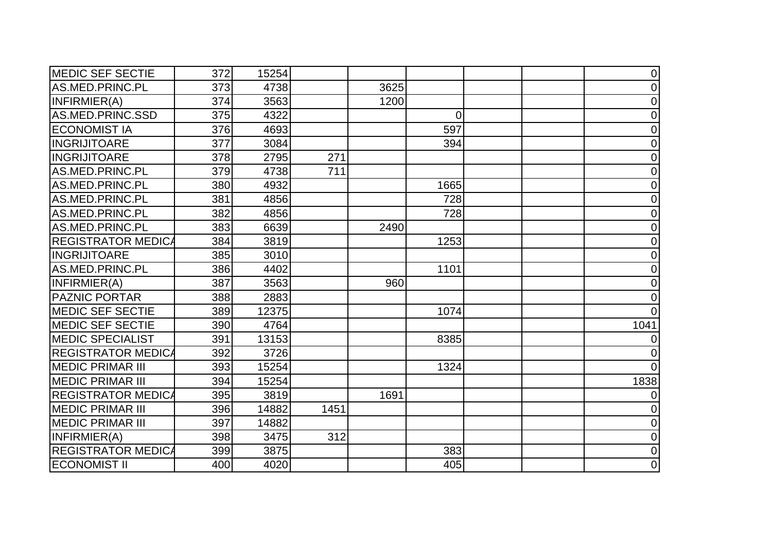| | | | | | | | | |
|---|---|---|---|---|---|---|---|---|
| MEDIC SEF SECTIE | 372 | 15254 | | | | | | 0 |
| AS.MED.PRINC.PL | 373 | 4738 | | 3625 | | | | 0 |
| INFIRMIER(A) | 374 | 3563 | | 1200 | | | | 0 |
| AS.MED.PRINC.SSD | 375 | 4322 | | | 0 | | | 0 |
| ECONOMIST IA | 376 | 4693 | | | 597 | | | 0 |
| INGRIJITOARE | 377 | 3084 | | | 394 | | | 0 |
| INGRIJITOARE | 378 | 2795 | 271 | | | | | 0 |
| AS.MED.PRINC.PL | 379 | 4738 | 711 | | | | | 0 |
| AS.MED.PRINC.PL | 380 | 4932 | | | 1665 | | | 0 |
| AS.MED.PRINC.PL | 381 | 4856 | | | 728 | | | 0 |
| AS.MED.PRINC.PL | 382 | 4856 | | | 728 | | | 0 |
| AS.MED.PRINC.PL | 383 | 6639 | | 2490 | | | | 0 |
| REGISTRATOR MEDICA | 384 | 3819 | | | 1253 | | | 0 |
| INGRIJITOARE | 385 | 3010 | | | | | | 0 |
| AS.MED.PRINC.PL | 386 | 4402 | | | 1101 | | | 0 |
| INFIRMIER(A) | 387 | 3563 | | 960 | | | | 0 |
| PAZNIC PORTAR | 388 | 2883 | | | | | | 0 |
| MEDIC SEF SECTIE | 389 | 12375 | | | 1074 | | | 0 |
| MEDIC SEF SECTIE | 390 | 4764 | | | | | | 1041 |
| MEDIC SPECIALIST | 391 | 13153 | | | 8385 | | | 0 |
| REGISTRATOR MEDICA | 392 | 3726 | | | | | | 0 |
| MEDIC PRIMAR III | 393 | 15254 | | | 1324 | | | 0 |
| MEDIC PRIMAR III | 394 | 15254 | | | | | | 1838 |
| REGISTRATOR MEDICA | 395 | 3819 | | 1691 | | | | 0 |
| MEDIC PRIMAR III | 396 | 14882 | 1451 | | | | | 0 |
| MEDIC PRIMAR III | 397 | 14882 | | | | | | 0 |
| INFIRMIER(A) | 398 | 3475 | 312 | | | | | 0 |
| REGISTRATOR MEDICA | 399 | 3875 | | | 383 | | | 0 |
| ECONOMIST II | 400 | 4020 | | | 405 | | | 0 |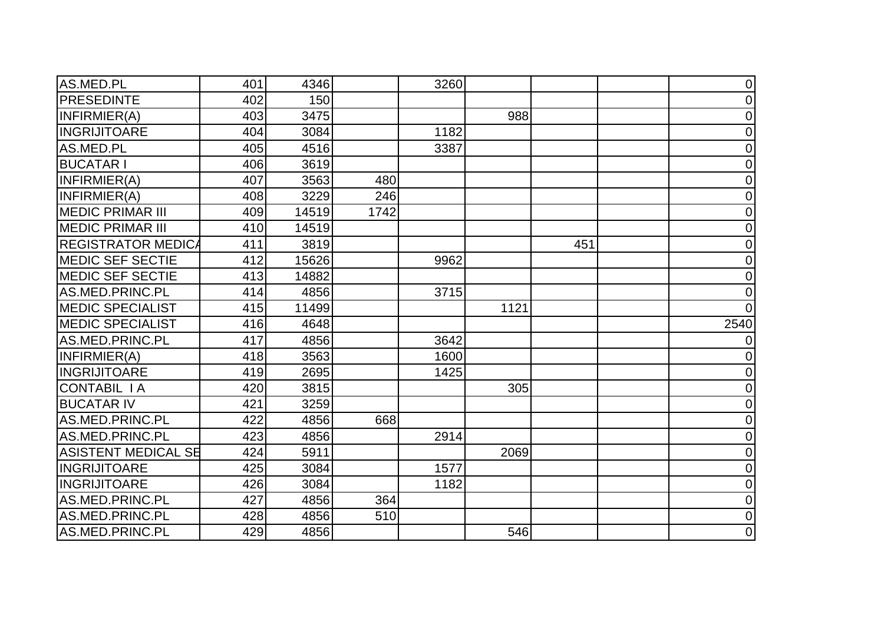| AS.MED.PL | 401 | 4346 | | 3260 | | | | 0 |
|---|---|---|---|---|---|---|---|---|
| PRESEDINTE | 402 | 150 | | | | | | 0 |
| INFIRMIER(A) | 403 | 3475 | | | 988 | | | 0 |
| INGRIJITOARE | 404 | 3084 | | 1182 | | | | 0 |
| AS.MED.PL | 405 | 4516 | | 3387 | | | | 0 |
| BUCATAR I | 406 | 3619 | | | | | | 0 |
| INFIRMIER(A) | 407 | 3563 | 480 | | | | | 0 |
| INFIRMIER(A) | 408 | 3229 | 246 | | | | | 0 |
| MEDIC PRIMAR III | 409 | 14519 | 1742 | | | | | 0 |
| MEDIC PRIMAR III | 410 | 14519 | | | | | | 0 |
| REGISTRATOR MEDICA | 411 | 3819 | | | | 451 | | 0 |
| MEDIC SEF SECTIE | 412 | 15626 | | 9962 | | | | 0 |
| MEDIC SEF SECTIE | 413 | 14882 | | | | | | 0 |
| AS.MED.PRINC.PL | 414 | 4856 | | 3715 | | | | 0 |
| MEDIC SPECIALIST | 415 | 11499 | | | 1121 | | | 0 |
| MEDIC SPECIALIST | 416 | 4648 | | | | | | 2540 |
| AS.MED.PRINC.PL | 417 | 4856 | | 3642 | | | | 0 |
| INFIRMIER(A) | 418 | 3563 | | 1600 | | | | 0 |
| INGRIJITOARE | 419 | 2695 | | 1425 | | | | 0 |
| CONTABIL I A | 420 | 3815 | | | 305 | | | 0 |
| BUCATAR IV | 421 | 3259 | | | | | | 0 |
| AS.MED.PRINC.PL | 422 | 4856 | 668 | | | | | 0 |
| AS.MED.PRINC.PL | 423 | 4856 | | 2914 | | | | 0 |
| ASISTENT MEDICAL SE | 424 | 5911 | | | 2069 | | | 0 |
| INGRIJITOARE | 425 | 3084 | | 1577 | | | | 0 |
| INGRIJITOARE | 426 | 3084 | | 1182 | | | | 0 |
| AS.MED.PRINC.PL | 427 | 4856 | 364 | | | | | 0 |
| AS.MED.PRINC.PL | 428 | 4856 | 510 | | | | | 0 |
| AS.MED.PRINC.PL | 429 | 4856 | | | 546 | | | 0 |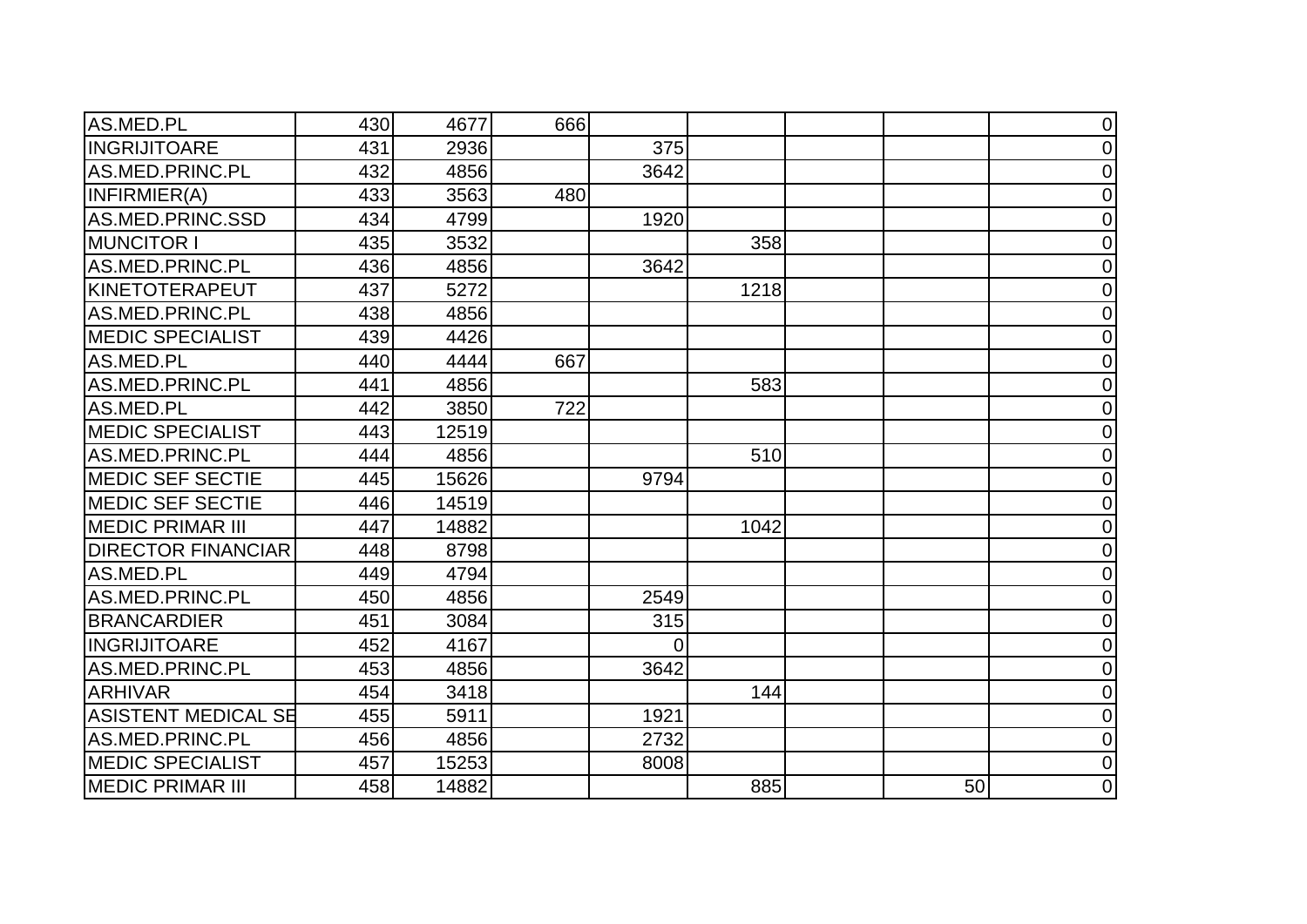| | | | | | | | | |
|---|---|---|---|---|---|---|---|---|
| AS.MED.PL | 430 | 4677 | 666 | | | | | 0 |
| INGRIJITOARE | 431 | 2936 | | 375 | | | | 0 |
| AS.MED.PRINC.PL | 432 | 4856 | | 3642 | | | | 0 |
| INFIRMIER(A) | 433 | 3563 | 480 | | | | | 0 |
| AS.MED.PRINC.SSD | 434 | 4799 | | 1920 | | | | 0 |
| MUNCITOR I | 435 | 3532 | | | 358 | | | 0 |
| AS.MED.PRINC.PL | 436 | 4856 | | 3642 | | | | 0 |
| KINETOTERAPEUT | 437 | 5272 | | | 1218 | | | 0 |
| AS.MED.PRINC.PL | 438 | 4856 | | | | | | 0 |
| MEDIC SPECIALIST | 439 | 4426 | | | | | | 0 |
| AS.MED.PL | 440 | 4444 | 667 | | | | | 0 |
| AS.MED.PRINC.PL | 441 | 4856 | | | 583 | | | 0 |
| AS.MED.PL | 442 | 3850 | 722 | | | | | 0 |
| MEDIC SPECIALIST | 443 | 12519 | | | | | | 0 |
| AS.MED.PRINC.PL | 444 | 4856 | | | 510 | | | 0 |
| MEDIC SEF SECTIE | 445 | 15626 | | 9794 | | | | 0 |
| MEDIC SEF SECTIE | 446 | 14519 | | | | | | 0 |
| MEDIC PRIMAR III | 447 | 14882 | | | 1042 | | | 0 |
| DIRECTOR FINANCIAR | 448 | 8798 | | | | | | 0 |
| AS.MED.PL | 449 | 4794 | | | | | | 0 |
| AS.MED.PRINC.PL | 450 | 4856 | | 2549 | | | | 0 |
| BRANCARDIER | 451 | 3084 | | 315 | | | | 0 |
| INGRIJITOARE | 452 | 4167 | | 0 | | | | 0 |
| AS.MED.PRINC.PL | 453 | 4856 | | 3642 | | | | 0 |
| ARHIVAR | 454 | 3418 | | | 144 | | | 0 |
| ASISTENT MEDICAL SE | 455 | 5911 | | 1921 | | | | 0 |
| AS.MED.PRINC.PL | 456 | 4856 | | 2732 | | | | 0 |
| MEDIC SPECIALIST | 457 | 15253 | | 8008 | | | | 0 |
| MEDIC PRIMAR III | 458 | 14882 | | | 885 | | 50 | 0 |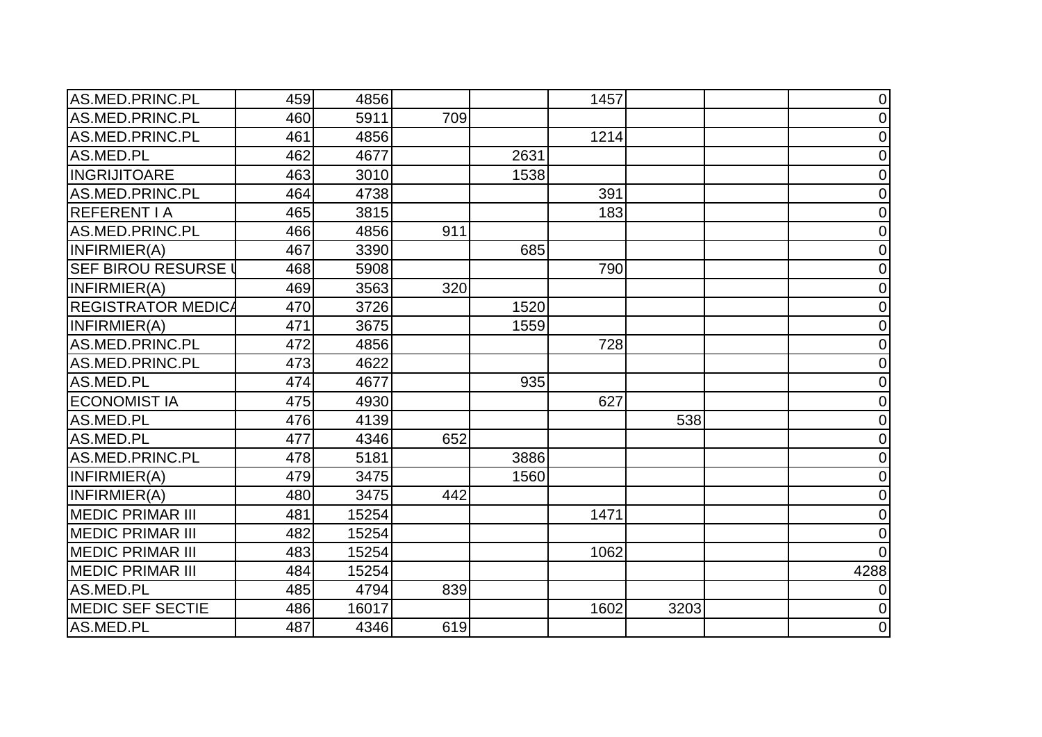| | | | | | | | | |
|---|---|---|---|---|---|---|---|---|
| AS.MED.PRINC.PL | 459 | 4856 | | | 1457 | | | 0 |
| AS.MED.PRINC.PL | 460 | 5911 | 709 | | | | | 0 |
| AS.MED.PRINC.PL | 461 | 4856 | | | 1214 | | | 0 |
| AS.MED.PL | 462 | 4677 | | 2631 | | | | 0 |
| INGRIJITOARE | 463 | 3010 | | 1538 | | | | 0 |
| AS.MED.PRINC.PL | 464 | 4738 | | | 391 | | | 0 |
| REFERENT I A | 465 | 3815 | | | 183 | | | 0 |
| AS.MED.PRINC.PL | 466 | 4856 | 911 | | | | | 0 |
| INFIRMIER(A) | 467 | 3390 | | 685 | | | | 0 |
| SEF BIROU RESURSE U | 468 | 5908 | | | 790 | | | 0 |
| INFIRMIER(A) | 469 | 3563 | 320 | | | | | 0 |
| REGISTRATOR MEDICA | 470 | 3726 | | 1520 | | | | 0 |
| INFIRMIER(A) | 471 | 3675 | | 1559 | | | | 0 |
| AS.MED.PRINC.PL | 472 | 4856 | | | 728 | | | 0 |
| AS.MED.PRINC.PL | 473 | 4622 | | | | | | 0 |
| AS.MED.PL | 474 | 4677 | | 935 | | | | 0 |
| ECONOMIST IA | 475 | 4930 | | | 627 | | | 0 |
| AS.MED.PL | 476 | 4139 | | | | 538 | | 0 |
| AS.MED.PL | 477 | 4346 | 652 | | | | | 0 |
| AS.MED.PRINC.PL | 478 | 5181 | | 3886 | | | | 0 |
| INFIRMIER(A) | 479 | 3475 | | 1560 | | | | 0 |
| INFIRMIER(A) | 480 | 3475 | 442 | | | | | 0 |
| MEDIC PRIMAR III | 481 | 15254 | | | 1471 | | | 0 |
| MEDIC PRIMAR III | 482 | 15254 | | | | | | 0 |
| MEDIC PRIMAR III | 483 | 15254 | | | 1062 | | | 0 |
| MEDIC PRIMAR III | 484 | 15254 | | | | | | 4288 |
| AS.MED.PL | 485 | 4794 | 839 | | | | | 0 |
| MEDIC SEF SECTIE | 486 | 16017 | | | 1602 | 3203 | | 0 |
| AS.MED.PL | 487 | 4346 | 619 | | | | | 0 |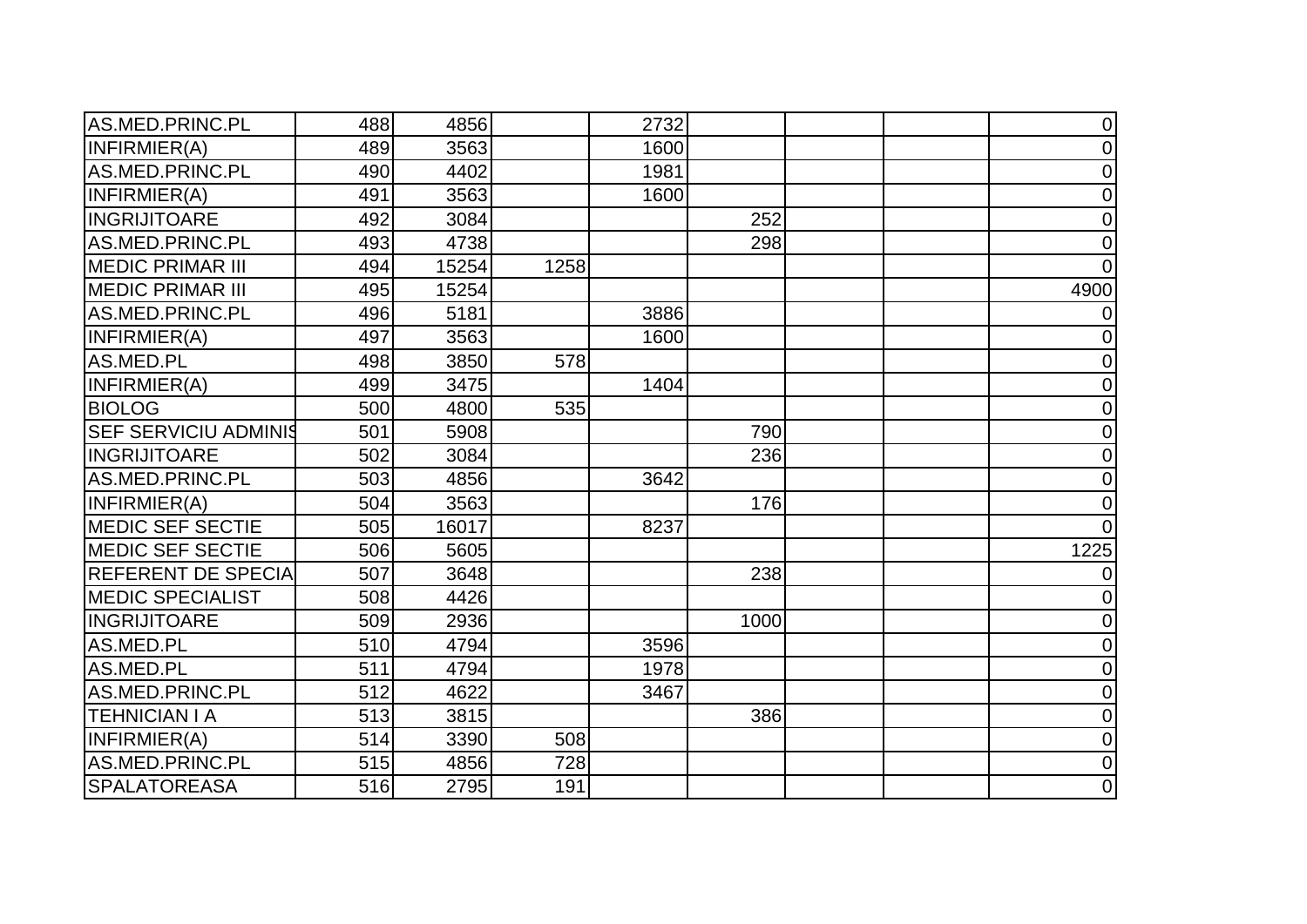| | | | | | | | | |
|---|---|---|---|---|---|---|---|---|
| AS.MED.PRINC.PL | 488 | 4856 | | 2732 | | | | 0 |
| INFIRMIER(A) | 489 | 3563 | | 1600 | | | | 0 |
| AS.MED.PRINC.PL | 490 | 4402 | | 1981 | | | | 0 |
| INFIRMIER(A) | 491 | 3563 | | 1600 | | | | 0 |
| INGRIJITOARE | 492 | 3084 | | | 252 | | | 0 |
| AS.MED.PRINC.PL | 493 | 4738 | | | 298 | | | 0 |
| MEDIC PRIMAR III | 494 | 15254 | 1258 | | | | | 0 |
| MEDIC PRIMAR III | 495 | 15254 | | | | | | 4900 |
| AS.MED.PRINC.PL | 496 | 5181 | | 3886 | | | | 0 |
| INFIRMIER(A) | 497 | 3563 | | 1600 | | | | 0 |
| AS.MED.PL | 498 | 3850 | 578 | | | | | 0 |
| INFIRMIER(A) | 499 | 3475 | | 1404 | | | | 0 |
| BIOLOG | 500 | 4800 | 535 | | | | | 0 |
| SEF SERVICIU ADMINIS | 501 | 5908 | | | 790 | | | 0 |
| INGRIJITOARE | 502 | 3084 | | | 236 | | | 0 |
| AS.MED.PRINC.PL | 503 | 4856 | | 3642 | | | | 0 |
| INFIRMIER(A) | 504 | 3563 | | | 176 | | | 0 |
| MEDIC SEF SECTIE | 505 | 16017 | | 8237 | | | | 0 |
| MEDIC SEF SECTIE | 506 | 5605 | | | | | | 1225 |
| REFERENT DE SPECIA | 507 | 3648 | | | 238 | | | 0 |
| MEDIC SPECIALIST | 508 | 4426 | | | | | | 0 |
| INGRIJITOARE | 509 | 2936 | | | 1000 | | | 0 |
| AS.MED.PL | 510 | 4794 | | 3596 | | | | 0 |
| AS.MED.PL | 511 | 4794 | | 1978 | | | | 0 |
| AS.MED.PRINC.PL | 512 | 4622 | | 3467 | | | | 0 |
| TEHNICIAN I A | 513 | 3815 | | | 386 | | | 0 |
| INFIRMIER(A) | 514 | 3390 | 508 | | | | | 0 |
| AS.MED.PRINC.PL | 515 | 4856 | 728 | | | | | 0 |
| SPALATOREASA | 516 | 2795 | 191 | | | | | 0 |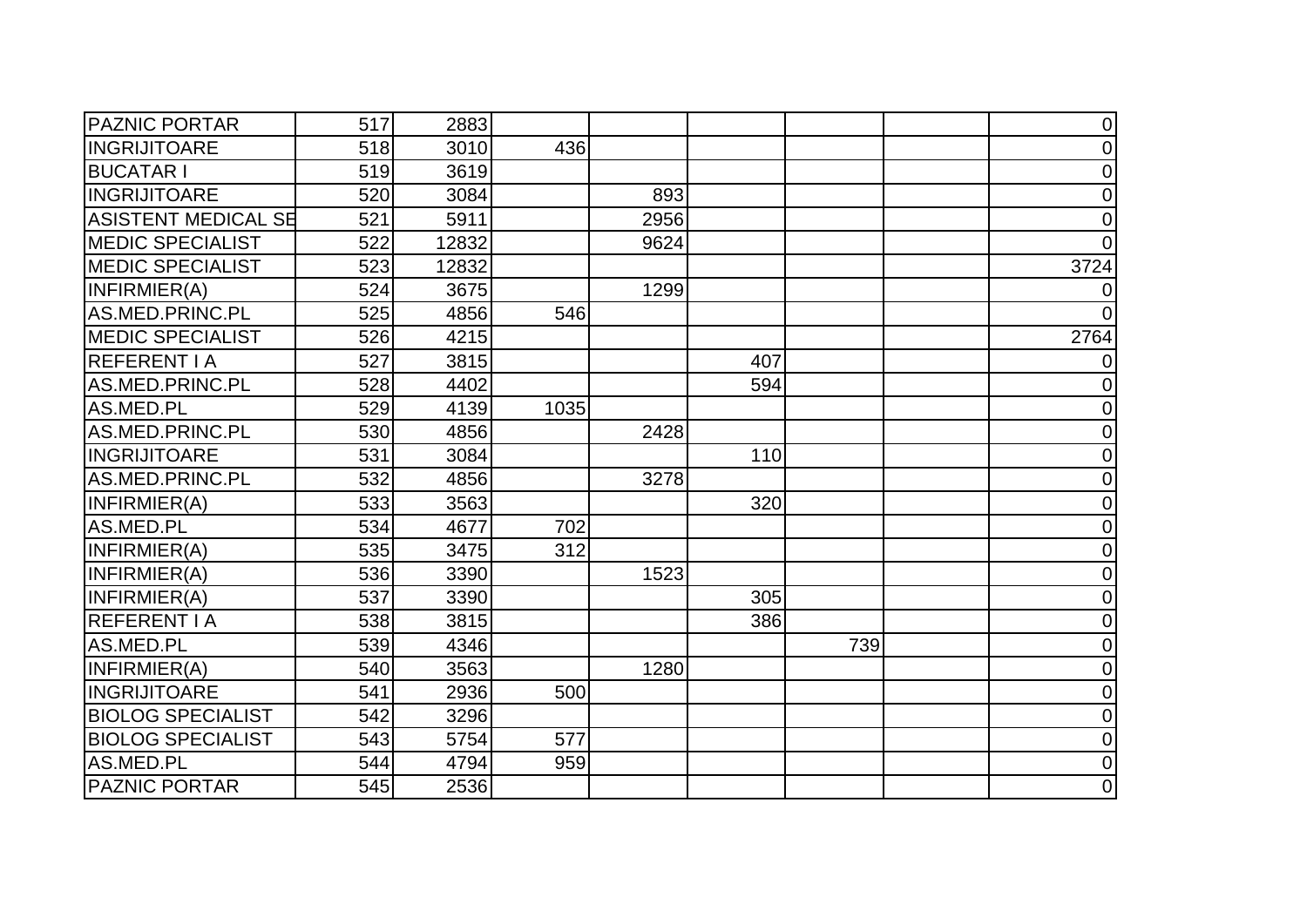| | | | | | | | | |
|---|---|---|---|---|---|---|---|---|
| PAZNIC PORTAR | 517 | 2883 | | | | | | 0 |
| INGRIJITOARE | 518 | 3010 | 436 | | | | | 0 |
| BUCATAR I | 519 | 3619 | | | | | | 0 |
| INGRIJITOARE | 520 | 3084 | | 893 | | | | 0 |
| ASISTENT MEDICAL SE | 521 | 5911 | | 2956 | | | | 0 |
| MEDIC SPECIALIST | 522 | 12832 | | 9624 | | | | 0 |
| MEDIC SPECIALIST | 523 | 12832 | | | | | | 3724 |
| INFIRMIER(A) | 524 | 3675 | | 1299 | | | | 0 |
| AS.MED.PRINC.PL | 525 | 4856 | 546 | | | | | 0 |
| MEDIC SPECIALIST | 526 | 4215 | | | | | | 2764 |
| REFERENT I A | 527 | 3815 | | | 407 | | | 0 |
| AS.MED.PRINC.PL | 528 | 4402 | | | 594 | | | 0 |
| AS.MED.PL | 529 | 4139 | 1035 | | | | | 0 |
| AS.MED.PRINC.PL | 530 | 4856 | | 2428 | | | | 0 |
| INGRIJITOARE | 531 | 3084 | | | 110 | | | 0 |
| AS.MED.PRINC.PL | 532 | 4856 | | 3278 | | | | 0 |
| INFIRMIER(A) | 533 | 3563 | | | 320 | | | 0 |
| AS.MED.PL | 534 | 4677 | 702 | | | | | 0 |
| INFIRMIER(A) | 535 | 3475 | 312 | | | | | 0 |
| INFIRMIER(A) | 536 | 3390 | | 1523 | | | | 0 |
| INFIRMIER(A) | 537 | 3390 | | | 305 | | | 0 |
| REFERENT I A | 538 | 3815 | | | 386 | | | 0 |
| AS.MED.PL | 539 | 4346 | | | | 739 | | 0 |
| INFIRMIER(A) | 540 | 3563 | | 1280 | | | | 0 |
| INGRIJITOARE | 541 | 2936 | 500 | | | | | 0 |
| BIOLOG SPECIALIST | 542 | 3296 | | | | | | 0 |
| BIOLOG SPECIALIST | 543 | 5754 | 577 | | | | | 0 |
| AS.MED.PL | 544 | 4794 | 959 | | | | | 0 |
| PAZNIC PORTAR | 545 | 2536 | | | | | | 0 |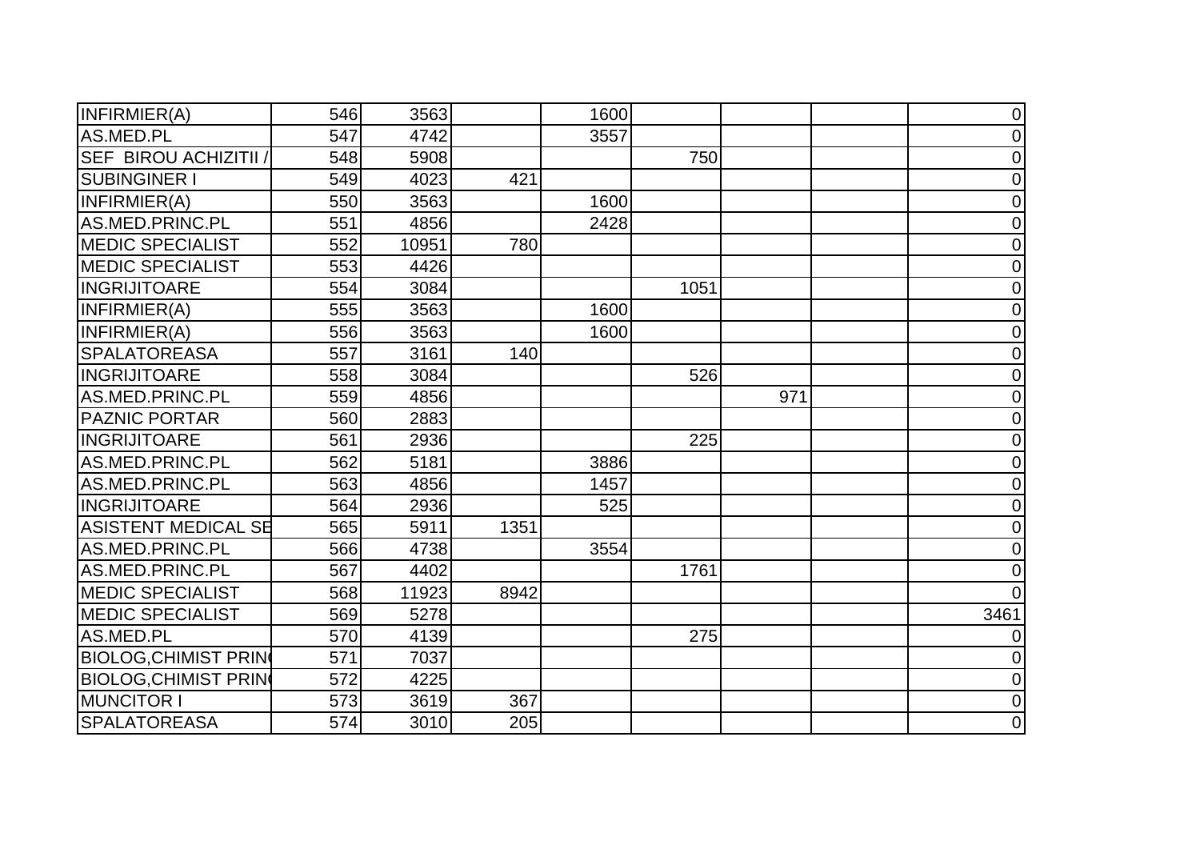| | | | | | | | | |
|---|---|---|---|---|---|---|---|---|
| INFIRMIER(A) | 546 | 3563 | | 1600 | | | | 0 |
| AS.MED.PL | 547 | 4742 | | 3557 | | | | 0 |
| SEF BIROU ACHIZITII / | 548 | 5908 | | | 750 | | | 0 |
| SUBINGINER I | 549 | 4023 | 421 | | | | | 0 |
| INFIRMIER(A) | 550 | 3563 | | 1600 | | | | 0 |
| AS.MED.PRINC.PL | 551 | 4856 | | 2428 | | | | 0 |
| MEDIC SPECIALIST | 552 | 10951 | 780 | | | | | 0 |
| MEDIC SPECIALIST | 553 | 4426 | | | | | | 0 |
| INGRIJITOARE | 554 | 3084 | | | 1051 | | | 0 |
| INFIRMIER(A) | 555 | 3563 | | 1600 | | | | 0 |
| INFIRMIER(A) | 556 | 3563 | | 1600 | | | | 0 |
| SPALATOREASA | 557 | 3161 | 140 | | | | | 0 |
| INGRIJITOARE | 558 | 3084 | | | 526 | | | 0 |
| AS.MED.PRINC.PL | 559 | 4856 | | | | 971 | | 0 |
| PAZNIC PORTAR | 560 | 2883 | | | | | | 0 |
| INGRIJITOARE | 561 | 2936 | | | 225 | | | 0 |
| AS.MED.PRINC.PL | 562 | 5181 | | 3886 | | | | 0 |
| AS.MED.PRINC.PL | 563 | 4856 | | 1457 | | | | 0 |
| INGRIJITOARE | 564 | 2936 | | 525 | | | | 0 |
| ASISTENT MEDICAL SE | 565 | 5911 | 1351 | | | | | 0 |
| AS.MED.PRINC.PL | 566 | 4738 | | 3554 | | | | 0 |
| AS.MED.PRINC.PL | 567 | 4402 | | | 1761 | | | 0 |
| MEDIC SPECIALIST | 568 | 11923 | 8942 | | | | | 0 |
| MEDIC SPECIALIST | 569 | 5278 | | | | | | 3461 |
| AS.MED.PL | 570 | 4139 | | | 275 | | | 0 |
| BIOLOG,CHIMIST PRIN | 571 | 7037 | | | | | | 0 |
| BIOLOG,CHIMIST PRIN | 572 | 4225 | | | | | | 0 |
| MUNCITOR I | 573 | 3619 | 367 | | | | | 0 |
| SPALATOREASA | 574 | 3010 | 205 | | | | | 0 |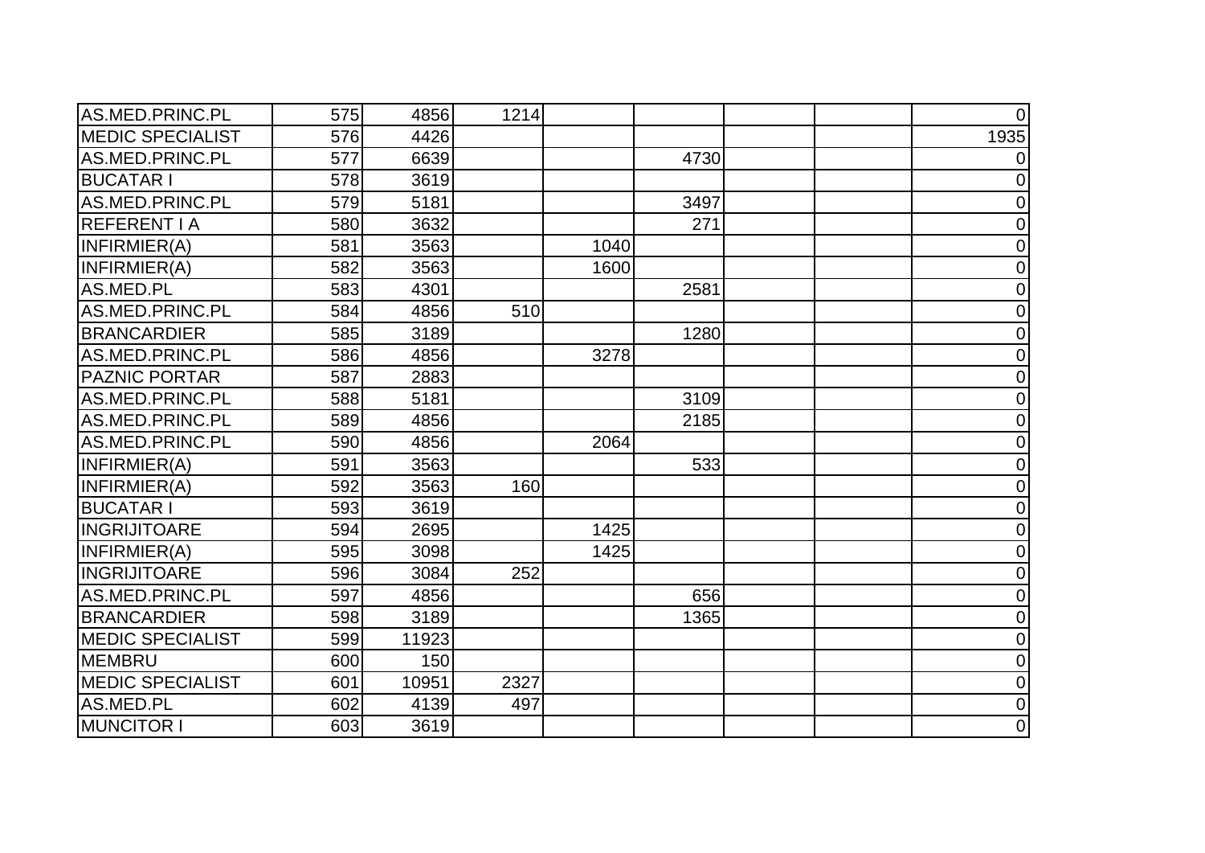| | | | | | | | | |
|---|---|---|---|---|---|---|---|---|
| AS.MED.PRINC.PL | 575 | 4856 | 1214 | | | | | 0 |
| MEDIC SPECIALIST | 576 | 4426 | | | | | | 1935 |
| AS.MED.PRINC.PL | 577 | 6639 | | | 4730 | | | 0 |
| BUCATAR I | 578 | 3619 | | | | | | 0 |
| AS.MED.PRINC.PL | 579 | 5181 | | | 3497 | | | 0 |
| REFERENT I A | 580 | 3632 | | | 271 | | | 0 |
| INFIRMIER(A) | 581 | 3563 | | 1040 | | | | 0 |
| INFIRMIER(A) | 582 | 3563 | | 1600 | | | | 0 |
| AS.MED.PL | 583 | 4301 | | | 2581 | | | 0 |
| AS.MED.PRINC.PL | 584 | 4856 | 510 | | | | | 0 |
| BRANCARDIER | 585 | 3189 | | | 1280 | | | 0 |
| AS.MED.PRINC.PL | 586 | 4856 | | 3278 | | | | 0 |
| PAZNIC PORTAR | 587 | 2883 | | | | | | 0 |
| AS.MED.PRINC.PL | 588 | 5181 | | | 3109 | | | 0 |
| AS.MED.PRINC.PL | 589 | 4856 | | | 2185 | | | 0 |
| AS.MED.PRINC.PL | 590 | 4856 | | 2064 | | | | 0 |
| INFIRMIER(A) | 591 | 3563 | | | 533 | | | 0 |
| INFIRMIER(A) | 592 | 3563 | 160 | | | | | 0 |
| BUCATAR I | 593 | 3619 | | | | | | 0 |
| INGRIJITOARE | 594 | 2695 | | 1425 | | | | 0 |
| INFIRMIER(A) | 595 | 3098 | | 1425 | | | | 0 |
| INGRIJITOARE | 596 | 3084 | 252 | | | | | 0 |
| AS.MED.PRINC.PL | 597 | 4856 | | | 656 | | | 0 |
| BRANCARDIER | 598 | 3189 | | | 1365 | | | 0 |
| MEDIC SPECIALIST | 599 | 11923 | | | | | | 0 |
| MEMBRU | 600 | 150 | | | | | | 0 |
| MEDIC SPECIALIST | 601 | 10951 | 2327 | | | | | 0 |
| AS.MED.PL | 602 | 4139 | 497 | | | | | 0 |
| MUNCITOR I | 603 | 3619 | | | | | | 0 |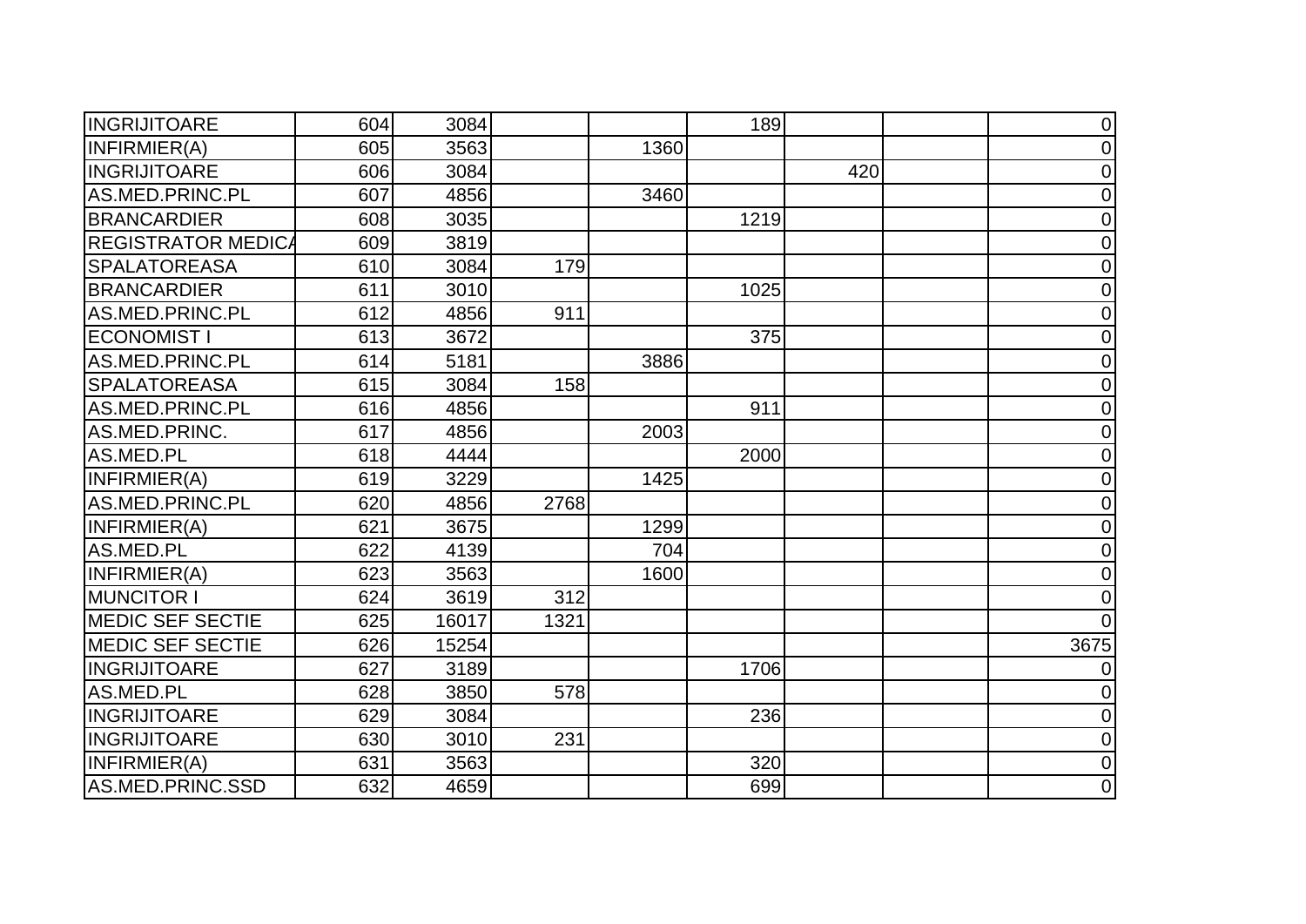| | | | | | | | | |
|---|---|---|---|---|---|---|---|---|
| INGRIJITOARE | 604 | 3084 | | | 189 | | | 0 |
| INFIRMIER(A) | 605 | 3563 | | 1360 | | | | 0 |
| INGRIJITOARE | 606 | 3084 | | | | 420 | | 0 |
| AS.MED.PRINC.PL | 607 | 4856 | | 3460 | | | | 0 |
| BRANCARDIER | 608 | 3035 | | | 1219 | | | 0 |
| REGISTRATOR MEDICA | 609 | 3819 | | | | | | 0 |
| SPALATOREASA | 610 | 3084 | 179 | | | | | 0 |
| BRANCARDIER | 611 | 3010 | | | 1025 | | | 0 |
| AS.MED.PRINC.PL | 612 | 4856 | 911 | | | | | 0 |
| ECONOMIST I | 613 | 3672 | | | 375 | | | 0 |
| AS.MED.PRINC.PL | 614 | 5181 | | 3886 | | | | 0 |
| SPALATOREASA | 615 | 3084 | 158 | | | | | 0 |
| AS.MED.PRINC.PL | 616 | 4856 | | | 911 | | | 0 |
| AS.MED.PRINC. | 617 | 4856 | | 2003 | | | | 0 |
| AS.MED.PL | 618 | 4444 | | | 2000 | | | 0 |
| INFIRMIER(A) | 619 | 3229 | | 1425 | | | | 0 |
| AS.MED.PRINC.PL | 620 | 4856 | 2768 | | | | | 0 |
| INFIRMIER(A) | 621 | 3675 | | 1299 | | | | 0 |
| AS.MED.PL | 622 | 4139 | | 704 | | | | 0 |
| INFIRMIER(A) | 623 | 3563 | | 1600 | | | | 0 |
| MUNCITOR I | 624 | 3619 | 312 | | | | | 0 |
| MEDIC SEF SECTIE | 625 | 16017 | 1321 | | | | | 0 |
| MEDIC SEF SECTIE | 626 | 15254 | | | | | | 3675 |
| INGRIJITOARE | 627 | 3189 | | | 1706 | | | 0 |
| AS.MED.PL | 628 | 3850 | 578 | | | | | 0 |
| INGRIJITOARE | 629 | 3084 | | | 236 | | | 0 |
| INGRIJITOARE | 630 | 3010 | 231 | | | | | 0 |
| INFIRMIER(A) | 631 | 3563 | | | 320 | | | 0 |
| AS.MED.PRINC.SSD | 632 | 4659 | | | 699 | | | 0 |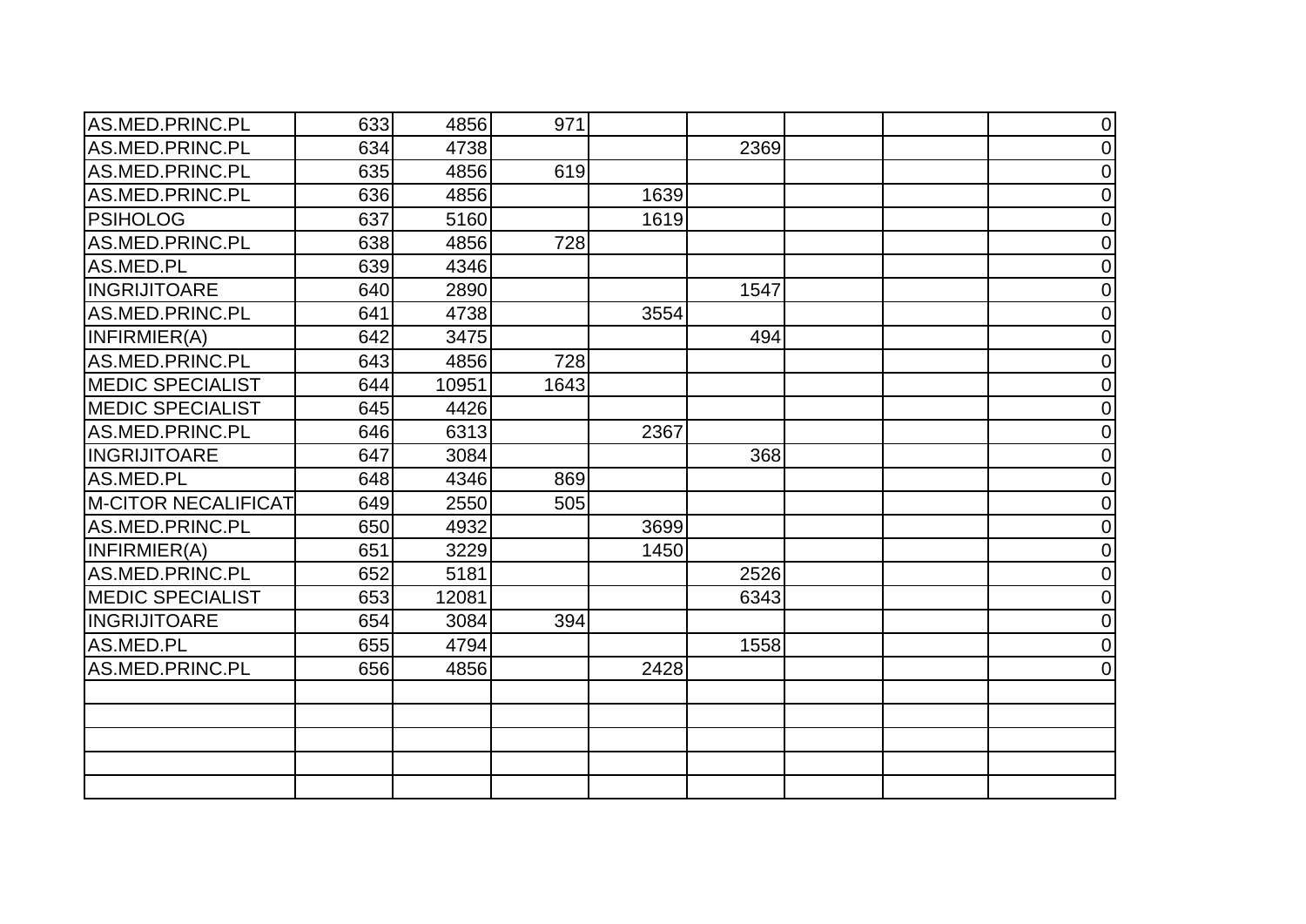| | | | | | | | | |
|---|---|---|---|---|---|---|---|---|
| AS.MED.PRINC.PL | 633 | 4856 | 971 | | | | | 0 |
| AS.MED.PRINC.PL | 634 | 4738 | | | 2369 | | | 0 |
| AS.MED.PRINC.PL | 635 | 4856 | 619 | | | | | 0 |
| AS.MED.PRINC.PL | 636 | 4856 | | 1639 | | | | 0 |
| PSIHOLOG | 637 | 5160 | | 1619 | | | | 0 |
| AS.MED.PRINC.PL | 638 | 4856 | 728 | | | | | 0 |
| AS.MED.PL | 639 | 4346 | | | | | | 0 |
| INGRIJITOARE | 640 | 2890 | | | 1547 | | | 0 |
| AS.MED.PRINC.PL | 641 | 4738 | | 3554 | | | | 0 |
| INFIRMIER(A) | 642 | 3475 | | | 494 | | | 0 |
| AS.MED.PRINC.PL | 643 | 4856 | 728 | | | | | 0 |
| MEDIC SPECIALIST | 644 | 10951 | 1643 | | | | | 0 |
| MEDIC SPECIALIST | 645 | 4426 | | | | | | 0 |
| AS.MED.PRINC.PL | 646 | 6313 | | 2367 | | | | 0 |
| INGRIJITOARE | 647 | 3084 | | | 368 | | | 0 |
| AS.MED.PL | 648 | 4346 | 869 | | | | | 0 |
| M-CITOR NECALIFICAT | 649 | 2550 | 505 | | | | | 0 |
| AS.MED.PRINC.PL | 650 | 4932 | | 3699 | | | | 0 |
| INFIRMIER(A) | 651 | 3229 | | 1450 | | | | 0 |
| AS.MED.PRINC.PL | 652 | 5181 | | | 2526 | | | 0 |
| MEDIC SPECIALIST | 653 | 12081 | | | 6343 | | | 0 |
| INGRIJITOARE | 654 | 3084 | 394 | | | | | 0 |
| AS.MED.PL | 655 | 4794 | | | 1558 | | | 0 |
| AS.MED.PRINC.PL | 656 | 4856 | | 2428 | | | | 0 |
| | | | | | | | | |
| | | | | | | | | |
| | | | | | | | | |
| | | | | | | | | |
| | | | | | | | | |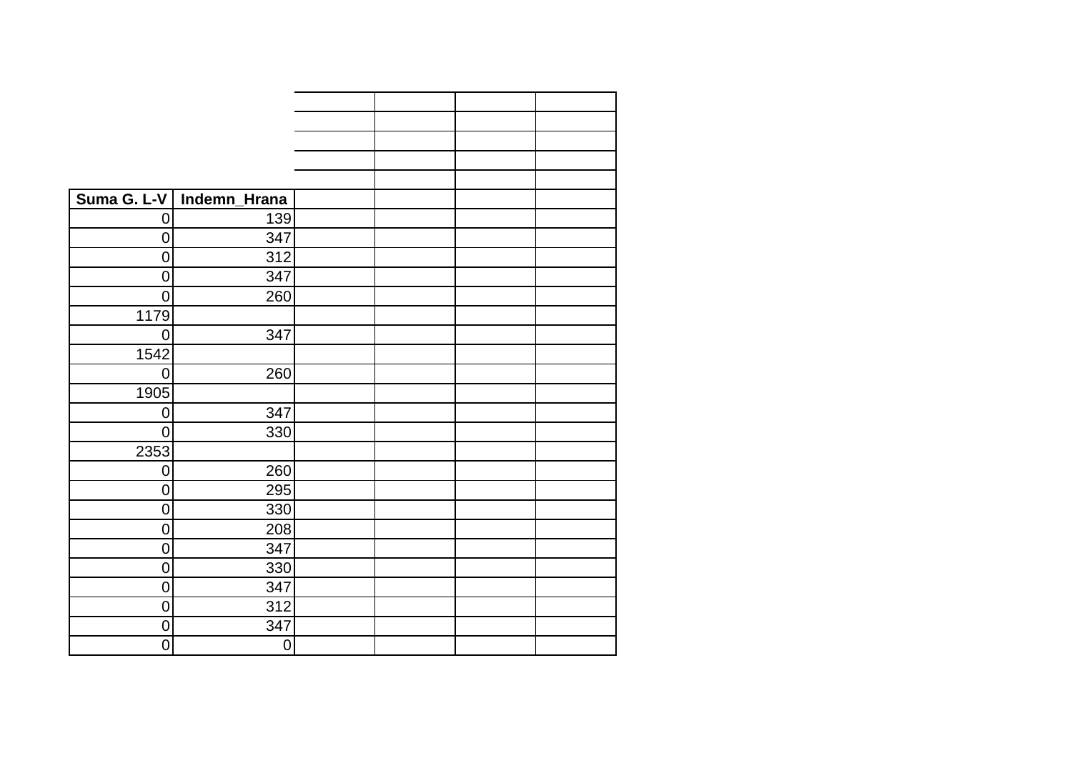| Suma G. L-V | Indemn_Hrana | | | | |
|---|---|---|---|---|---|
| 0 | 139 | | | | |
| 0 | 347 | | | | |
| 0 | 312 | | | | |
| 0 | 347 | | | | |
| 0 | 260 | | | | |
| 1179 | | | | | |
| 0 | 347 | | | | |
| 1542 | | | | | |
| 0 | 260 | | | | |
| 1905 | | | | | |
| 0 | 347 | | | | |
| 0 | 330 | | | | |
| 2353 | | | | | |
| 0 | 260 | | | | |
| 0 | 295 | | | | |
| 0 | 330 | | | | |
| 0 | 208 | | | | |
| 0 | 347 | | | | |
| 0 | 330 | | | | |
| 0 | 347 | | | | |
| 0 | 312 | | | | |
| 0 | 347 | | | | |
| 0 | 0 | | | | |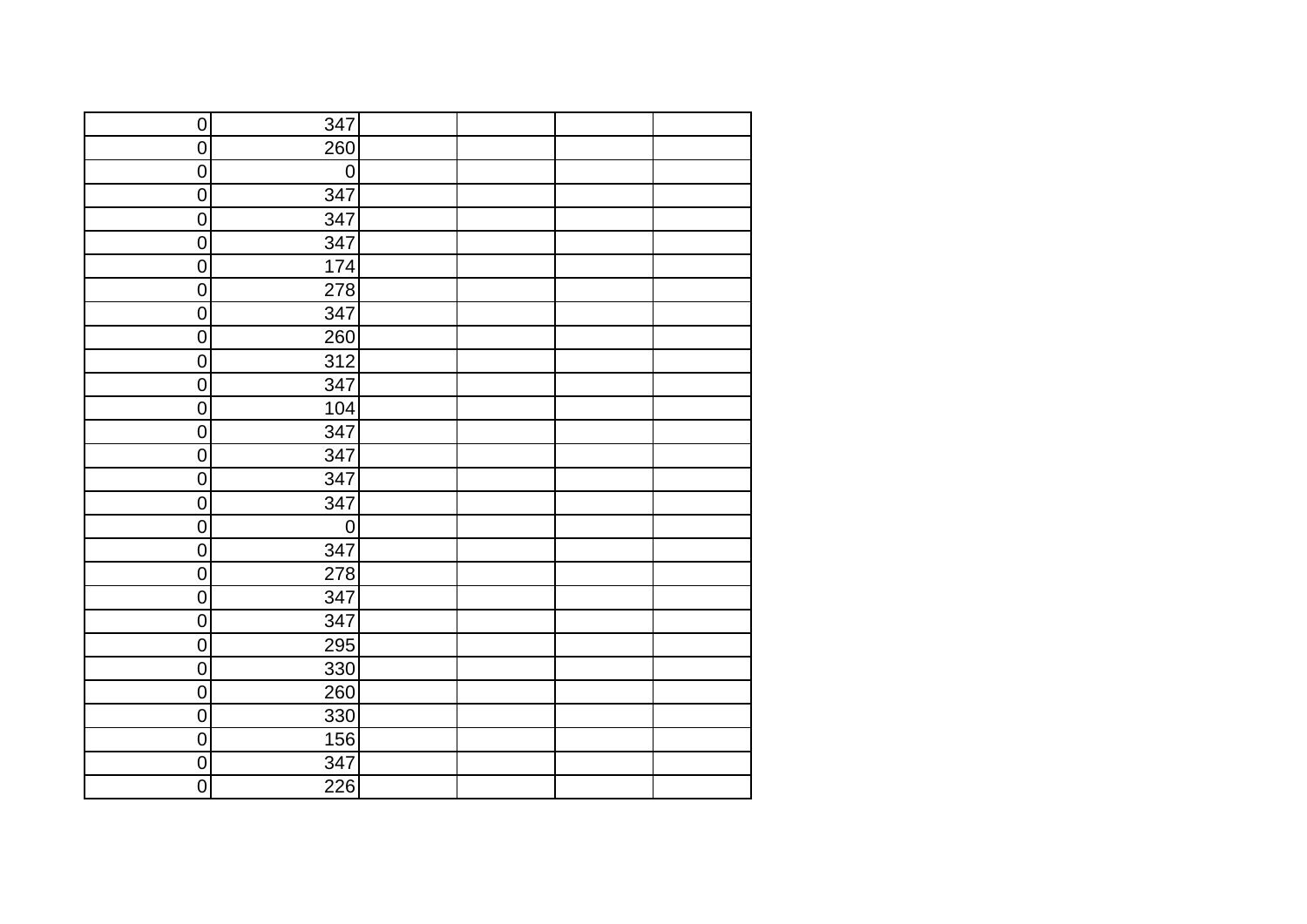| | | | | | |
|---|---|---|---|---|---|
| 0 | 347 | | | | |
| 0 | 260 | | | | |
| 0 | 0 | | | | |
| 0 | 347 | | | | |
| 0 | 347 | | | | |
| 0 | 347 | | | | |
| 0 | 174 | | | | |
| 0 | 278 | | | | |
| 0 | 347 | | | | |
| 0 | 260 | | | | |
| 0 | 312 | | | | |
| 0 | 347 | | | | |
| 0 | 104 | | | | |
| 0 | 347 | | | | |
| 0 | 347 | | | | |
| 0 | 347 | | | | |
| 0 | 347 | | | | |
| 0 | 0 | | | | |
| 0 | 347 | | | | |
| 0 | 278 | | | | |
| 0 | 347 | | | | |
| 0 | 347 | | | | |
| 0 | 295 | | | | |
| 0 | 330 | | | | |
| 0 | 260 | | | | |
| 0 | 330 | | | | |
| 0 | 156 | | | | |
| 0 | 347 | | | | |
| 0 | 226 | | | | |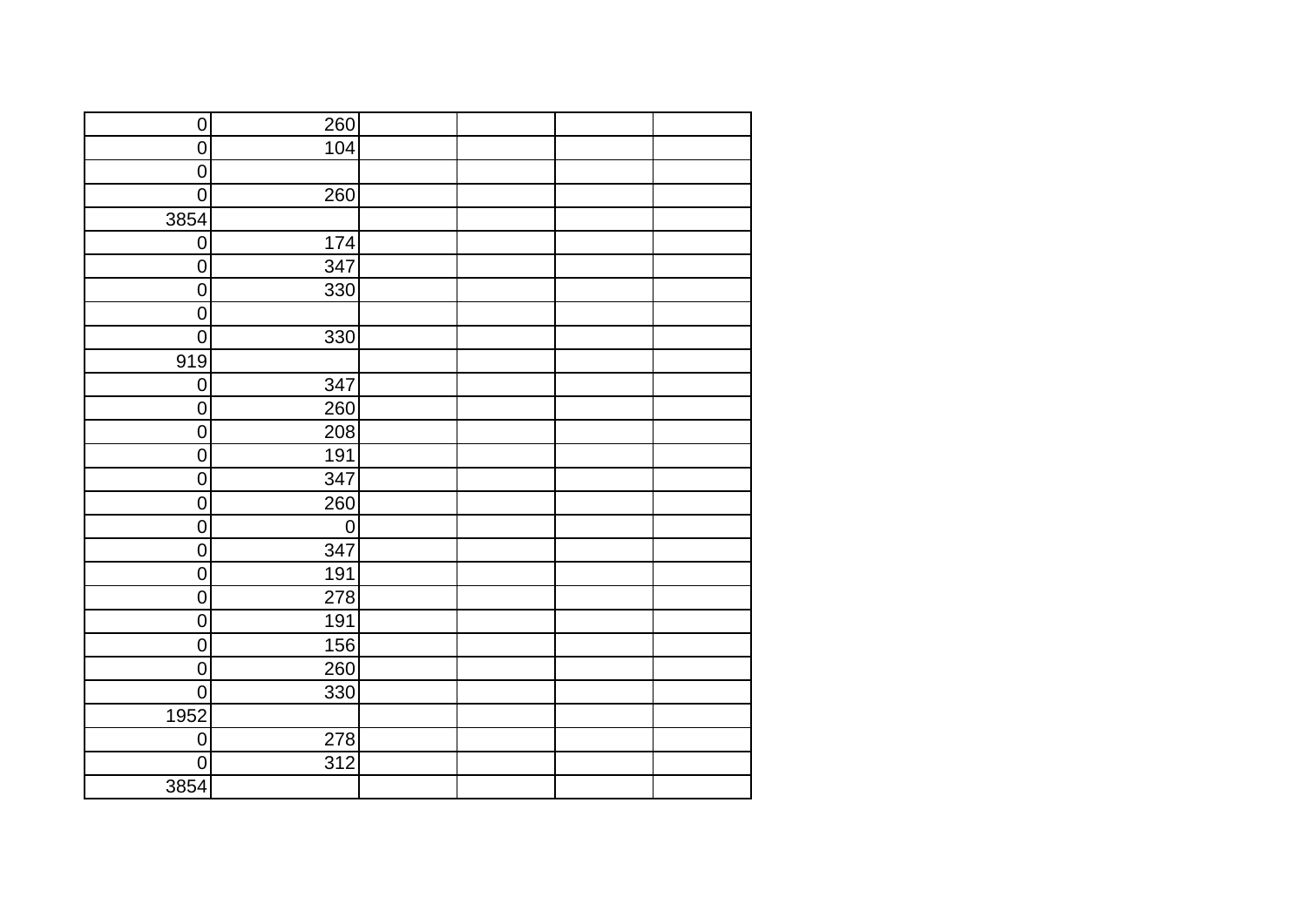| | | | | | |
|---|---|---|---|---|---|
| 0 | 260 | | | | |
| 0 | 104 | | | | |
| 0 | | | | | |
| 0 | 260 | | | | |
| 3854 | | | | | |
| 0 | 174 | | | | |
| 0 | 347 | | | | |
| 0 | 330 | | | | |
| 0 | | | | | |
| 0 | 330 | | | | |
| 919 | | | | | |
| 0 | 347 | | | | |
| 0 | 260 | | | | |
| 0 | 208 | | | | |
| 0 | 191 | | | | |
| 0 | 347 | | | | |
| 0 | 260 | | | | |
| 0 | 0 | | | | |
| 0 | 347 | | | | |
| 0 | 191 | | | | |
| 0 | 278 | | | | |
| 0 | 191 | | | | |
| 0 | 156 | | | | |
| 0 | 260 | | | | |
| 0 | 330 | | | | |
| 1952 | | | | | |
| 0 | 278 | | | | |
| 0 | 312 | | | | |
| 3854 | | | | | |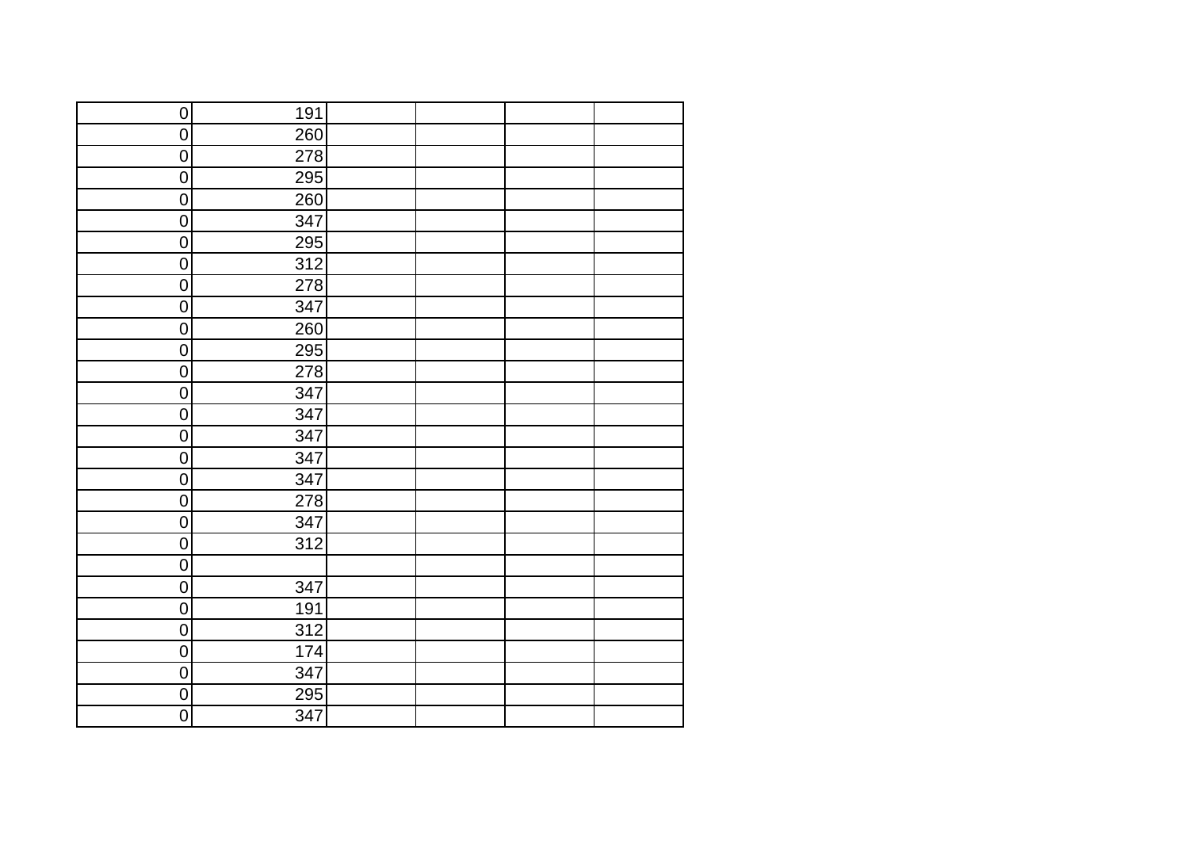| | | | | | |
|---|---|---|---|---|---|
| 0 | 191 | | | | |
| 0 | 260 | | | | |
| 0 | 278 | | | | |
| 0 | 295 | | | | |
| 0 | 260 | | | | |
| 0 | 347 | | | | |
| 0 | 295 | | | | |
| 0 | 312 | | | | |
| 0 | 278 | | | | |
| 0 | 347 | | | | |
| 0 | 260 | | | | |
| 0 | 295 | | | | |
| 0 | 278 | | | | |
| 0 | 347 | | | | |
| 0 | 347 | | | | |
| 0 | 347 | | | | |
| 0 | 347 | | | | |
| 0 | 347 | | | | |
| 0 | 278 | | | | |
| 0 | 347 | | | | |
| 0 | 312 | | | | |
| 0 | | | | | |
| 0 | 347 | | | | |
| 0 | 191 | | | | |
| 0 | 312 | | | | |
| 0 | 174 | | | | |
| 0 | 347 | | | | |
| 0 | 295 | | | | |
| 0 | 347 | | | | |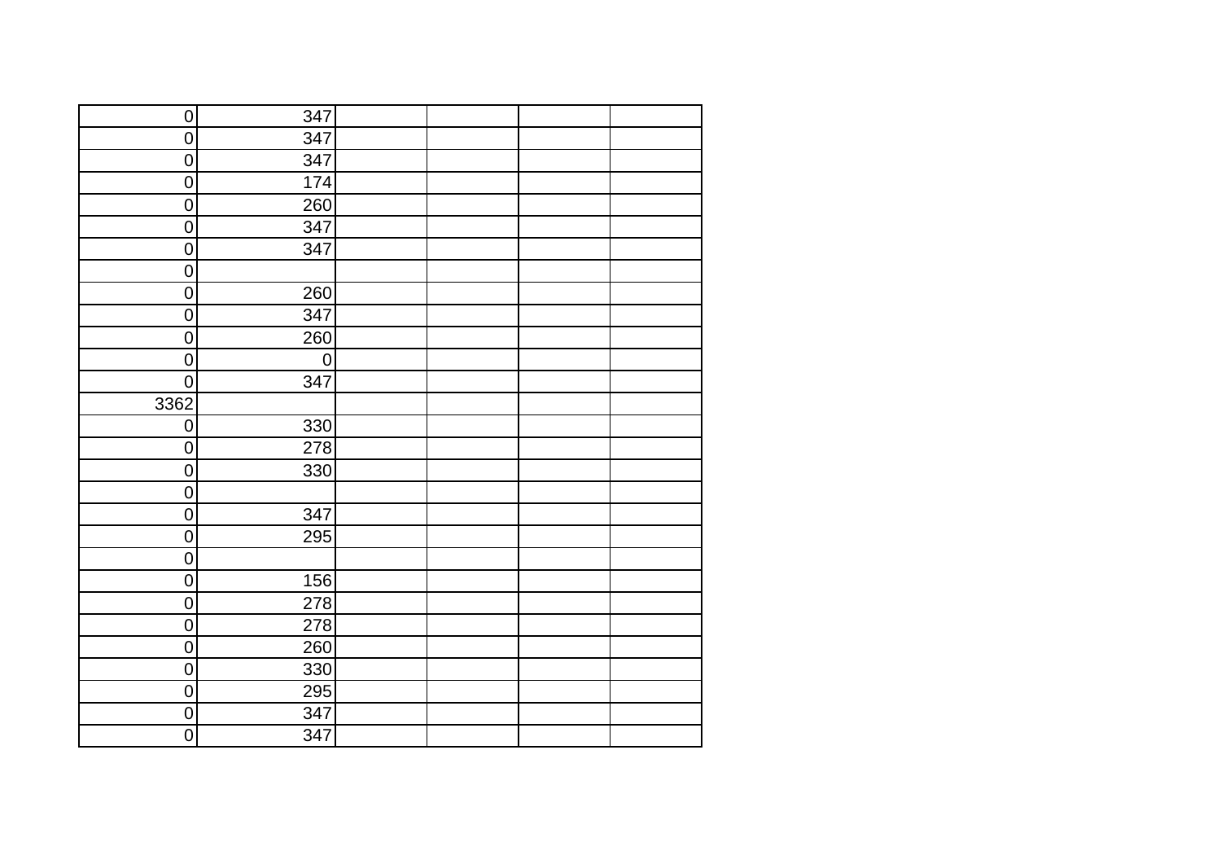| | | | | | |
|---|---|---|---|---|---|
| 0 | 347 | | | | |
| 0 | 347 | | | | |
| 0 | 347 | | | | |
| 0 | 174 | | | | |
| 0 | 260 | | | | |
| 0 | 347 | | | | |
| 0 | 347 | | | | |
| 0 | | | | | |
| 0 | 260 | | | | |
| 0 | 347 | | | | |
| 0 | 260 | | | | |
| 0 | 0 | | | | |
| 0 | 347 | | | | |
| 3362 | | | | | |
| 0 | 330 | | | | |
| 0 | 278 | | | | |
| 0 | 330 | | | | |
| 0 | | | | | |
| 0 | 347 | | | | |
| 0 | 295 | | | | |
| 0 | | | | | |
| 0 | 156 | | | | |
| 0 | 278 | | | | |
| 0 | 278 | | | | |
| 0 | 260 | | | | |
| 0 | 330 | | | | |
| 0 | 295 | | | | |
| 0 | 347 | | | | |
| 0 | 347 | | | | |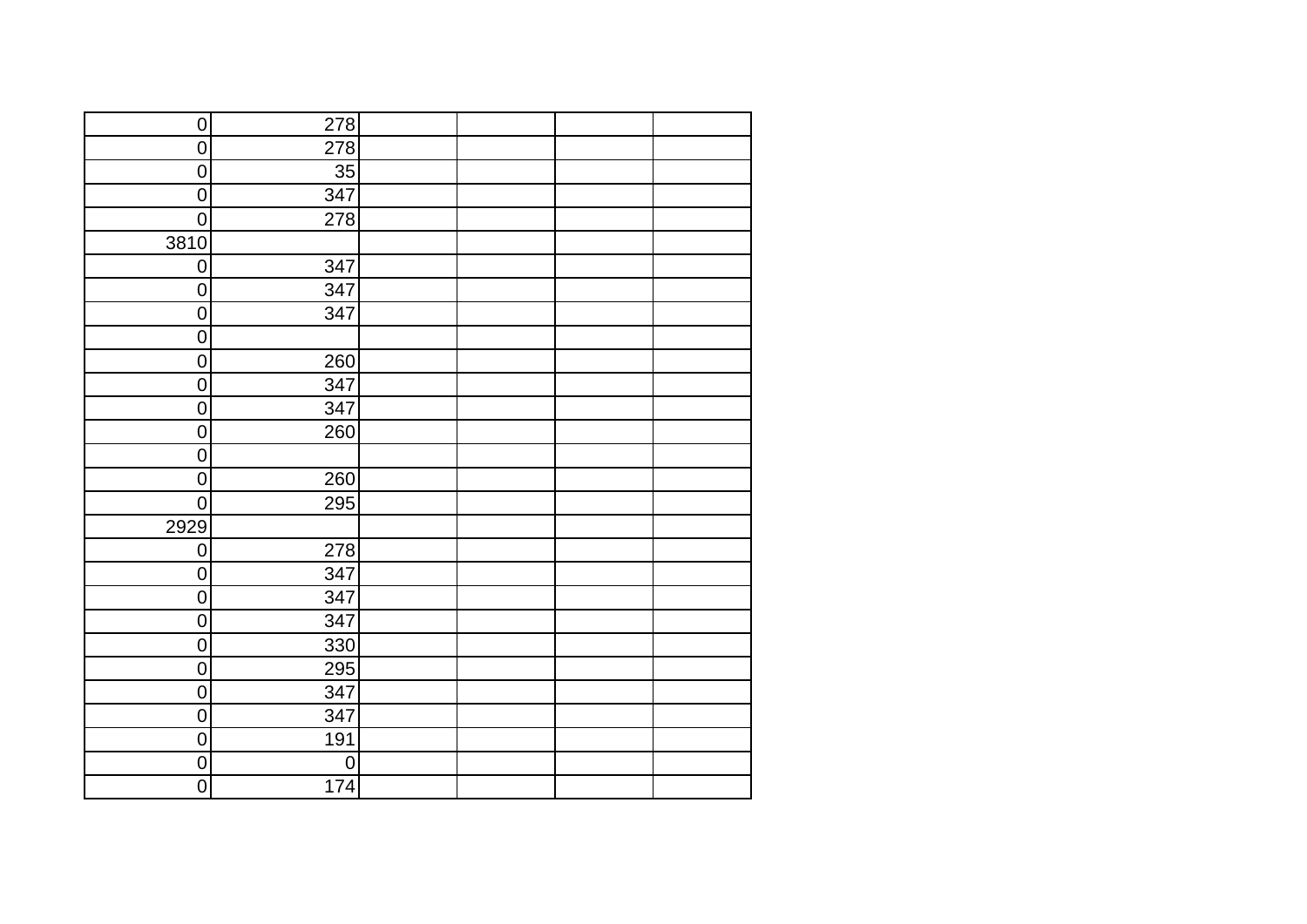| | | | | | |
|---|---|---|---|---|---|
| 0 | 278 | | | | |
| 0 | 278 | | | | |
| 0 | 35 | | | | |
| 0 | 347 | | | | |
| 0 | 278 | | | | |
| 3810 | | | | | |
| 0 | 347 | | | | |
| 0 | 347 | | | | |
| 0 | 347 | | | | |
| 0 | | | | | |
| 0 | 260 | | | | |
| 0 | 347 | | | | |
| 0 | 347 | | | | |
| 0 | 260 | | | | |
| 0 | | | | | |
| 0 | 260 | | | | |
| 0 | 295 | | | | |
| 2929 | | | | | |
| 0 | 278 | | | | |
| 0 | 347 | | | | |
| 0 | 347 | | | | |
| 0 | 347 | | | | |
| 0 | 330 | | | | |
| 0 | 295 | | | | |
| 0 | 347 | | | | |
| 0 | 347 | | | | |
| 0 | 191 | | | | |
| 0 | 0 | | | | |
| 0 | 174 | | | | |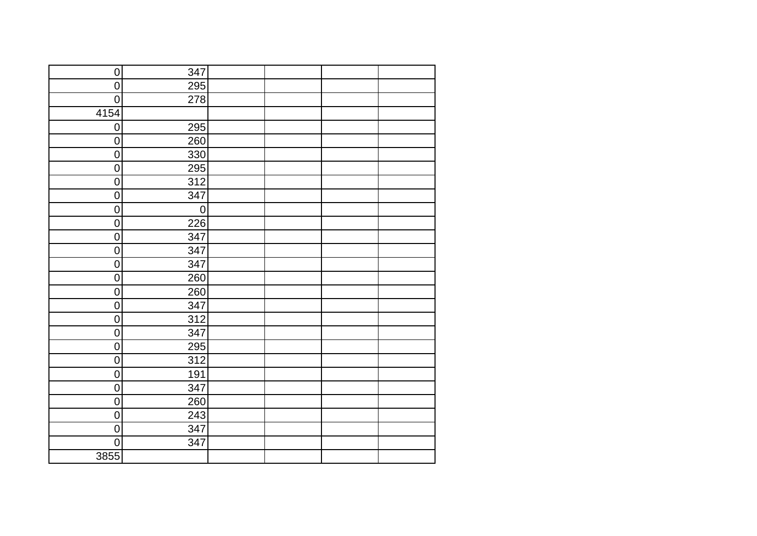| | | | | | |
|---|---|---|---|---|---|
| 0 | 347 | | | | |
| 0 | 295 | | | | |
| 0 | 278 | | | | |
| 4154 | | | | | |
| 0 | 295 | | | | |
| 0 | 260 | | | | |
| 0 | 330 | | | | |
| 0 | 295 | | | | |
| 0 | 312 | | | | |
| 0 | 347 | | | | |
| 0 | 0 | | | | |
| 0 | 226 | | | | |
| 0 | 347 | | | | |
| 0 | 347 | | | | |
| 0 | 347 | | | | |
| 0 | 260 | | | | |
| 0 | 260 | | | | |
| 0 | 347 | | | | |
| 0 | 312 | | | | |
| 0 | 347 | | | | |
| 0 | 295 | | | | |
| 0 | 312 | | | | |
| 0 | 191 | | | | |
| 0 | 347 | | | | |
| 0 | 260 | | | | |
| 0 | 243 | | | | |
| 0 | 347 | | | | |
| 0 | 347 | | | | |
| 3855 | | | | | |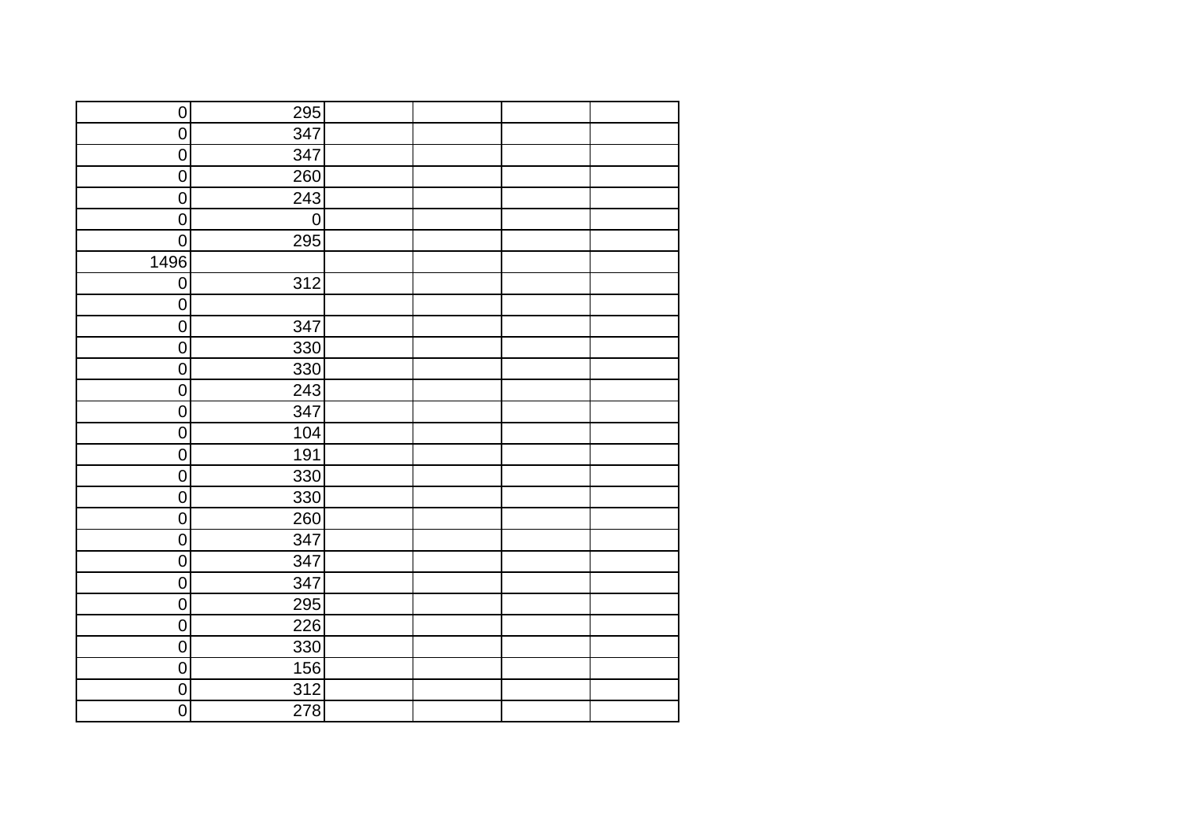| | | | | | |
|---|---|---|---|---|---|
| 0 | 295 | | | | |
| 0 | 347 | | | | |
| 0 | 347 | | | | |
| 0 | 260 | | | | |
| 0 | 243 | | | | |
| 0 | 0 | | | | |
| 0 | 295 | | | | |
| 1496 | | | | | |
| 0 | 312 | | | | |
| 0 | | | | | |
| 0 | 347 | | | | |
| 0 | 330 | | | | |
| 0 | 330 | | | | |
| 0 | 243 | | | | |
| 0 | 347 | | | | |
| 0 | 104 | | | | |
| 0 | 191 | | | | |
| 0 | 330 | | | | |
| 0 | 330 | | | | |
| 0 | 260 | | | | |
| 0 | 347 | | | | |
| 0 | 347 | | | | |
| 0 | 347 | | | | |
| 0 | 295 | | | | |
| 0 | 226 | | | | |
| 0 | 330 | | | | |
| 0 | 156 | | | | |
| 0 | 312 | | | | |
| 0 | 278 | | | | |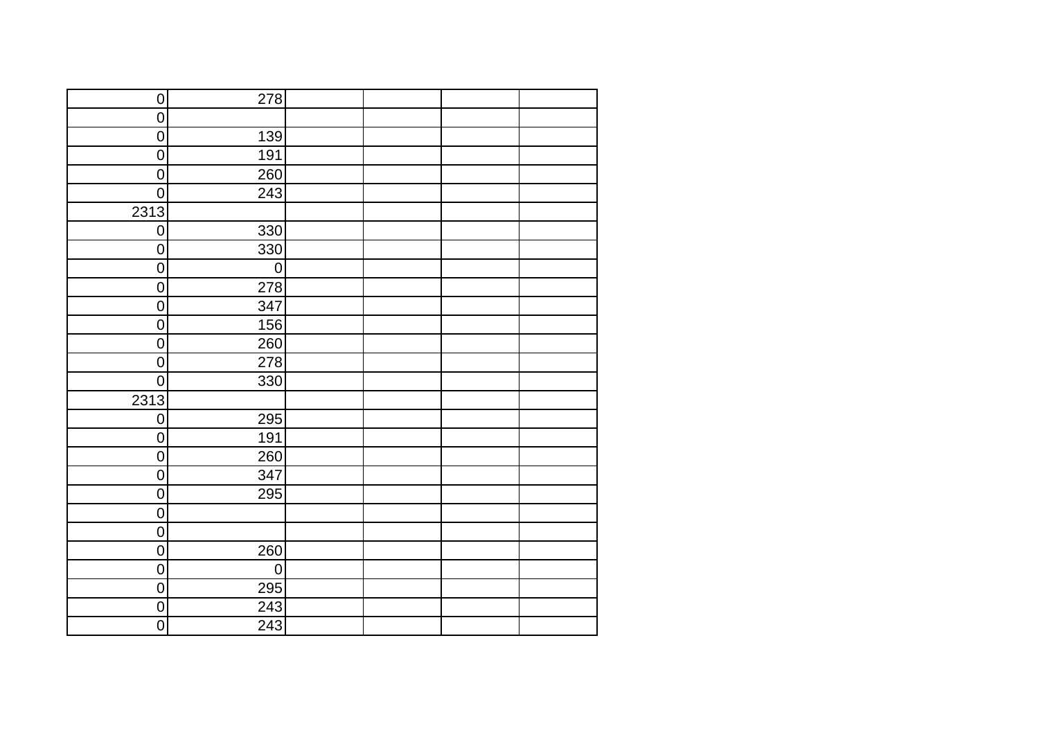| | | | | | |
|---|---|---|---|---|---|
| 0 | 278 | | | | |
| 0 | | | | | |
| 0 | 139 | | | | |
| 0 | 191 | | | | |
| 0 | 260 | | | | |
| 0 | 243 | | | | |
| 2313 | | | | | |
| 0 | 330 | | | | |
| 0 | 330 | | | | |
| 0 | 0 | | | | |
| 0 | 278 | | | | |
| 0 | 347 | | | | |
| 0 | 156 | | | | |
| 0 | 260 | | | | |
| 0 | 278 | | | | |
| 0 | 330 | | | | |
| 2313 | | | | | |
| 0 | 295 | | | | |
| 0 | 191 | | | | |
| 0 | 260 | | | | |
| 0 | 347 | | | | |
| 0 | 295 | | | | |
| 0 | | | | | |
| 0 | | | | | |
| 0 | 260 | | | | |
| 0 | 0 | | | | |
| 0 | 295 | | | | |
| 0 | 243 | | | | |
| 0 | 243 | | | | |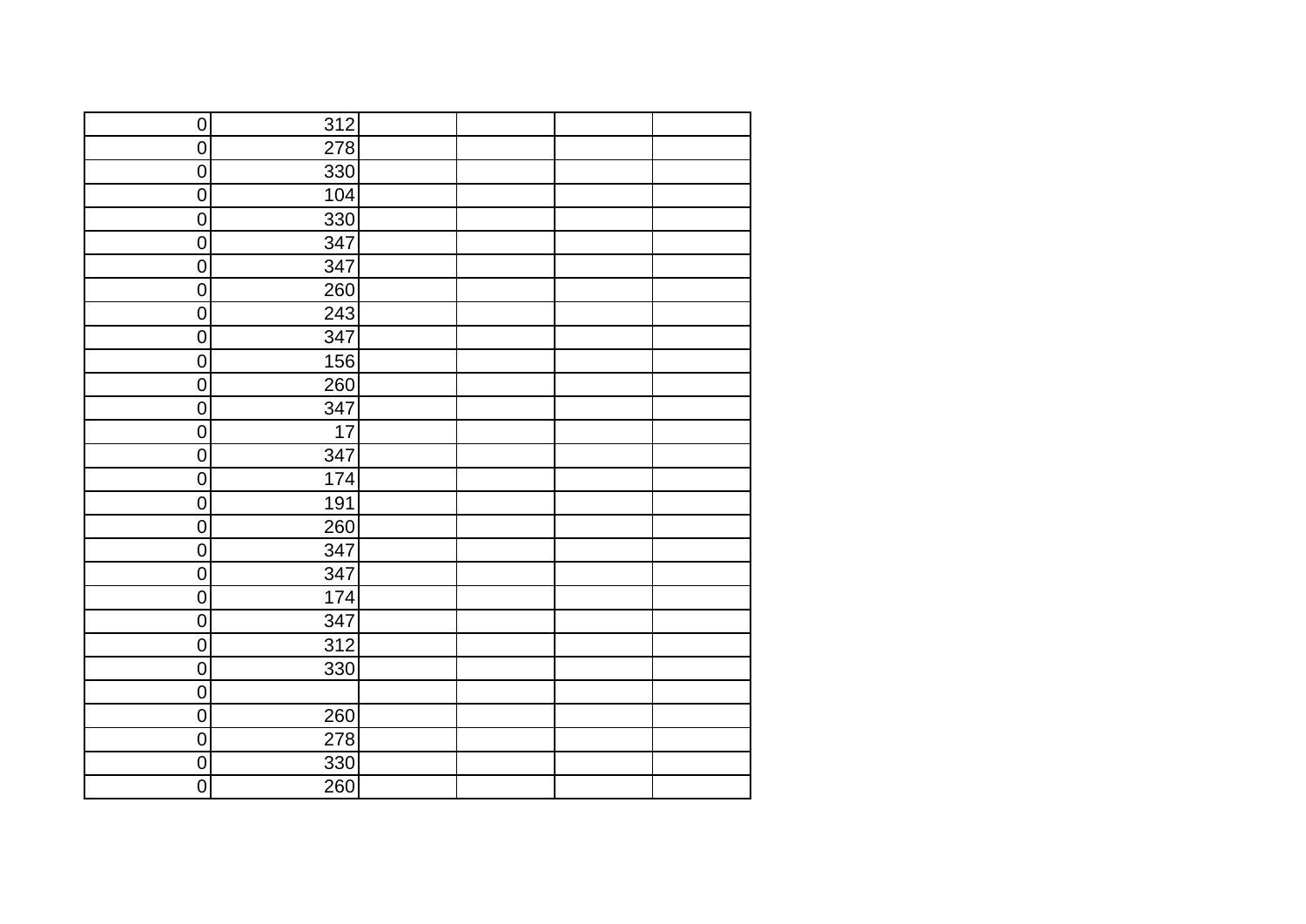| | | | | | |
|---|---|---|---|---|---|
| 0 | 312 | | | | |
| 0 | 278 | | | | |
| 0 | 330 | | | | |
| 0 | 104 | | | | |
| 0 | 330 | | | | |
| 0 | 347 | | | | |
| 0 | 347 | | | | |
| 0 | 260 | | | | |
| 0 | 243 | | | | |
| 0 | 347 | | | | |
| 0 | 156 | | | | |
| 0 | 260 | | | | |
| 0 | 347 | | | | |
| 0 | 17 | | | | |
| 0 | 347 | | | | |
| 0 | 174 | | | | |
| 0 | 191 | | | | |
| 0 | 260 | | | | |
| 0 | 347 | | | | |
| 0 | 347 | | | | |
| 0 | 174 | | | | |
| 0 | 347 | | | | |
| 0 | 312 | | | | |
| 0 | 330 | | | | |
| 0 | | | | | |
| 0 | 260 | | | | |
| 0 | 278 | | | | |
| 0 | 330 | | | | |
| 0 | 260 | | | | |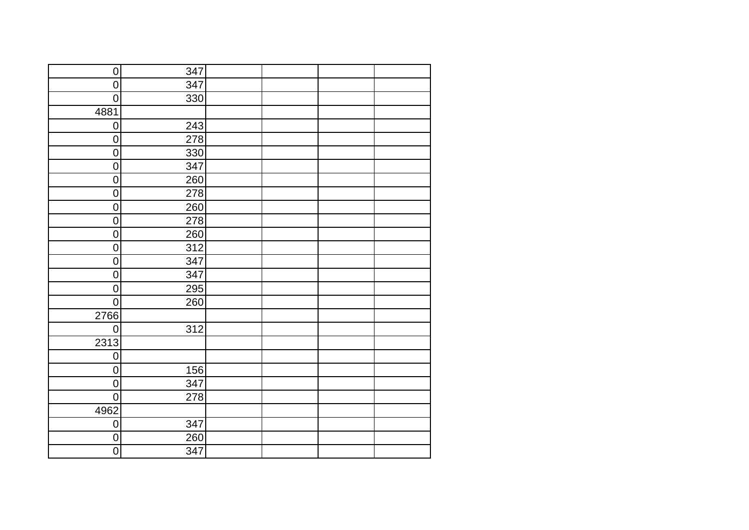| | | | | | |
|---|---|---|---|---|---|
| 0 | 347 | | | | |
| 0 | 347 | | | | |
| 0 | 330 | | | | |
| 4881 | | | | | |
| 0 | 243 | | | | |
| 0 | 278 | | | | |
| 0 | 330 | | | | |
| 0 | 347 | | | | |
| 0 | 260 | | | | |
| 0 | 278 | | | | |
| 0 | 260 | | | | |
| 0 | 278 | | | | |
| 0 | 260 | | | | |
| 0 | 312 | | | | |
| 0 | 347 | | | | |
| 0 | 347 | | | | |
| 0 | 295 | | | | |
| 0 | 260 | | | | |
| 2766 | | | | | |
| 0 | 312 | | | | |
| 2313 | | | | | |
| 0 | | | | | |
| 0 | 156 | | | | |
| 0 | 347 | | | | |
| 0 | 278 | | | | |
| 4962 | | | | | |
| 0 | 347 | | | | |
| 0 | 260 | | | | |
| 0 | 347 | | | | |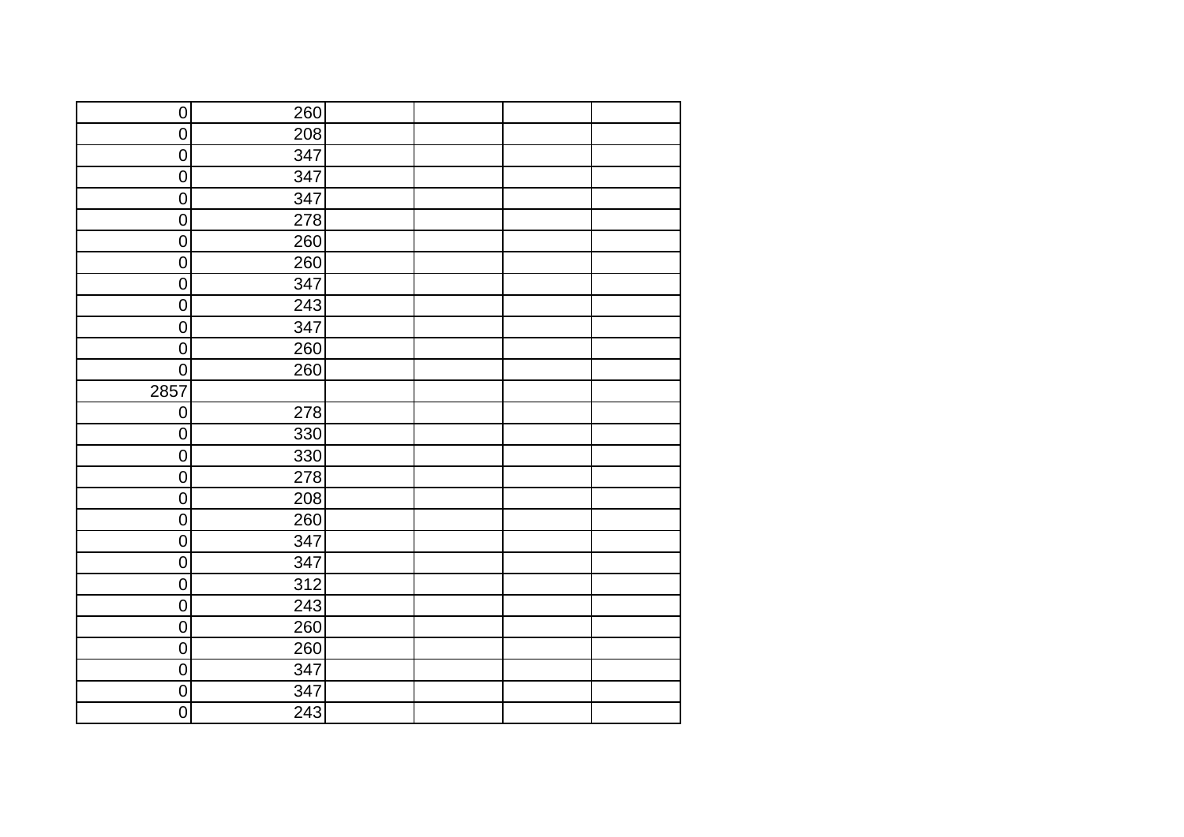| | | | | | |
|---|---|---|---|---|---|
| 0 | 260 | | | | |
| 0 | 208 | | | | |
| 0 | 347 | | | | |
| 0 | 347 | | | | |
| 0 | 347 | | | | |
| 0 | 278 | | | | |
| 0 | 260 | | | | |
| 0 | 260 | | | | |
| 0 | 347 | | | | |
| 0 | 243 | | | | |
| 0 | 347 | | | | |
| 0 | 260 | | | | |
| 0 | 260 | | | | |
| 2857 | | | | | |
| 0 | 278 | | | | |
| 0 | 330 | | | | |
| 0 | 330 | | | | |
| 0 | 278 | | | | |
| 0 | 208 | | | | |
| 0 | 260 | | | | |
| 0 | 347 | | | | |
| 0 | 347 | | | | |
| 0 | 312 | | | | |
| 0 | 243 | | | | |
| 0 | 260 | | | | |
| 0 | 260 | | | | |
| 0 | 347 | | | | |
| 0 | 347 | | | | |
| 0 | 243 | | | | |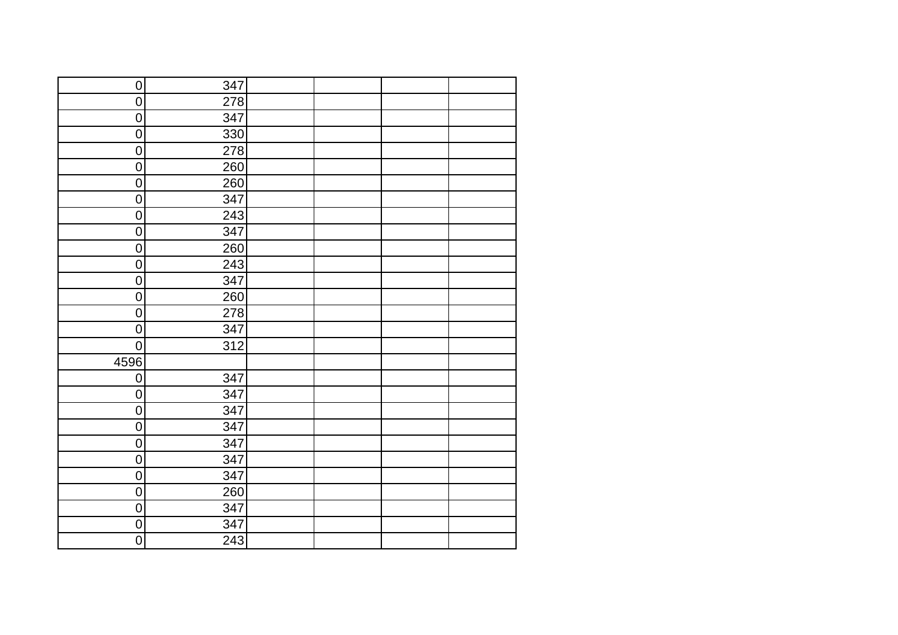| | | | | | |
|---|---|---|---|---|---|
| 0 | 347 | | | | |
| 0 | 278 | | | | |
| 0 | 347 | | | | |
| 0 | 330 | | | | |
| 0 | 278 | | | | |
| 0 | 260 | | | | |
| 0 | 260 | | | | |
| 0 | 347 | | | | |
| 0 | 243 | | | | |
| 0 | 347 | | | | |
| 0 | 260 | | | | |
| 0 | 243 | | | | |
| 0 | 347 | | | | |
| 0 | 260 | | | | |
| 0 | 278 | | | | |
| 0 | 347 | | | | |
| 0 | 312 | | | | |
| 4596 | | | | | |
| 0 | 347 | | | | |
| 0 | 347 | | | | |
| 0 | 347 | | | | |
| 0 | 347 | | | | |
| 0 | 347 | | | | |
| 0 | 347 | | | | |
| 0 | 347 | | | | |
| 0 | 260 | | | | |
| 0 | 347 | | | | |
| 0 | 347 | | | | |
| 0 | 243 | | | | |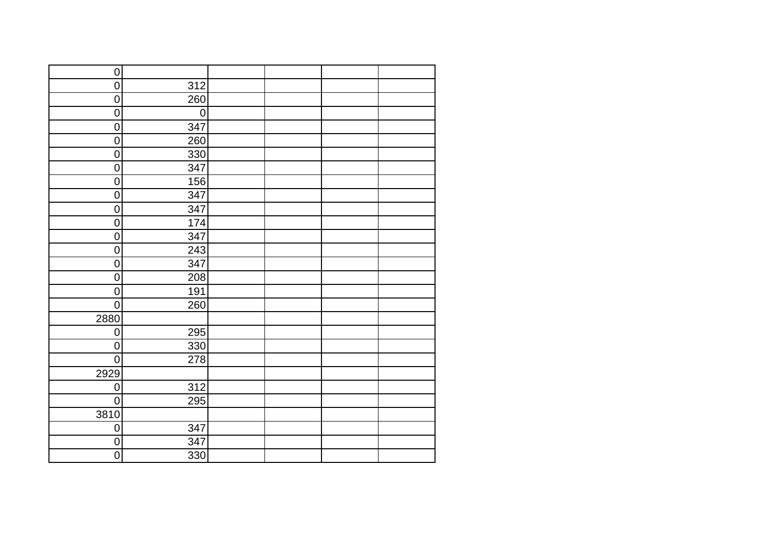| | | | | | |
|---|---|---|---|---|---|
| 0 | | | | | |
| 0 | 312 | | | | |
| 0 | 260 | | | | |
| 0 | 0 | | | | |
| 0 | 347 | | | | |
| 0 | 260 | | | | |
| 0 | 330 | | | | |
| 0 | 347 | | | | |
| 0 | 156 | | | | |
| 0 | 347 | | | | |
| 0 | 347 | | | | |
| 0 | 174 | | | | |
| 0 | 347 | | | | |
| 0 | 243 | | | | |
| 0 | 347 | | | | |
| 0 | 208 | | | | |
| 0 | 191 | | | | |
| 0 | 260 | | | | |
| 2880 | | | | | |
| 0 | 295 | | | | |
| 0 | 330 | | | | |
| 0 | 278 | | | | |
| 2929 | | | | | |
| 0 | 312 | | | | |
| 0 | 295 | | | | |
| 3810 | | | | | |
| 0 | 347 | | | | |
| 0 | 347 | | | | |
| 0 | 330 | | | | |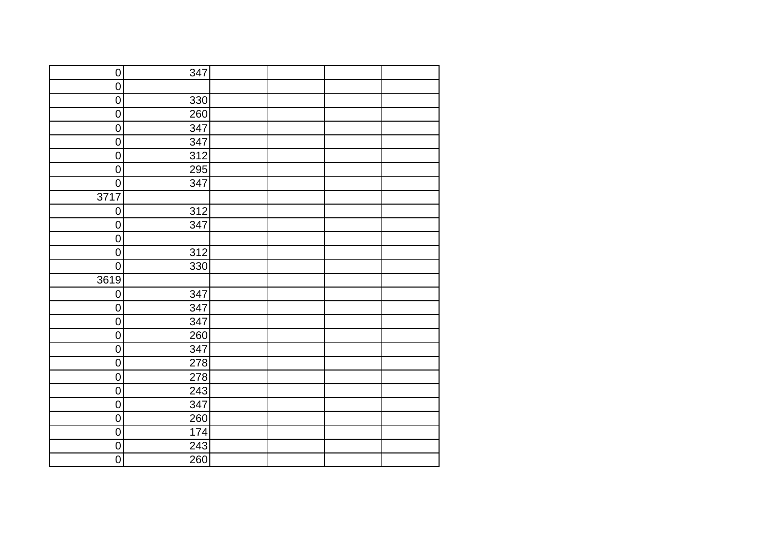| | | | | | |
|---|---|---|---|---|---|
| 0 | 347 | | | | |
| 0 | | | | | |
| 0 | 330 | | | | |
| 0 | 260 | | | | |
| 0 | 347 | | | | |
| 0 | 347 | | | | |
| 0 | 312 | | | | |
| 0 | 295 | | | | |
| 0 | 347 | | | | |
| 3717 | | | | | |
| 0 | 312 | | | | |
| 0 | 347 | | | | |
| 0 | | | | | |
| 0 | 312 | | | | |
| 0 | 330 | | | | |
| 3619 | | | | | |
| 0 | 347 | | | | |
| 0 | 347 | | | | |
| 0 | 347 | | | | |
| 0 | 260 | | | | |
| 0 | 347 | | | | |
| 0 | 278 | | | | |
| 0 | 278 | | | | |
| 0 | 243 | | | | |
| 0 | 347 | | | | |
| 0 | 260 | | | | |
| 0 | 174 | | | | |
| 0 | 243 | | | | |
| 0 | 260 | | | | |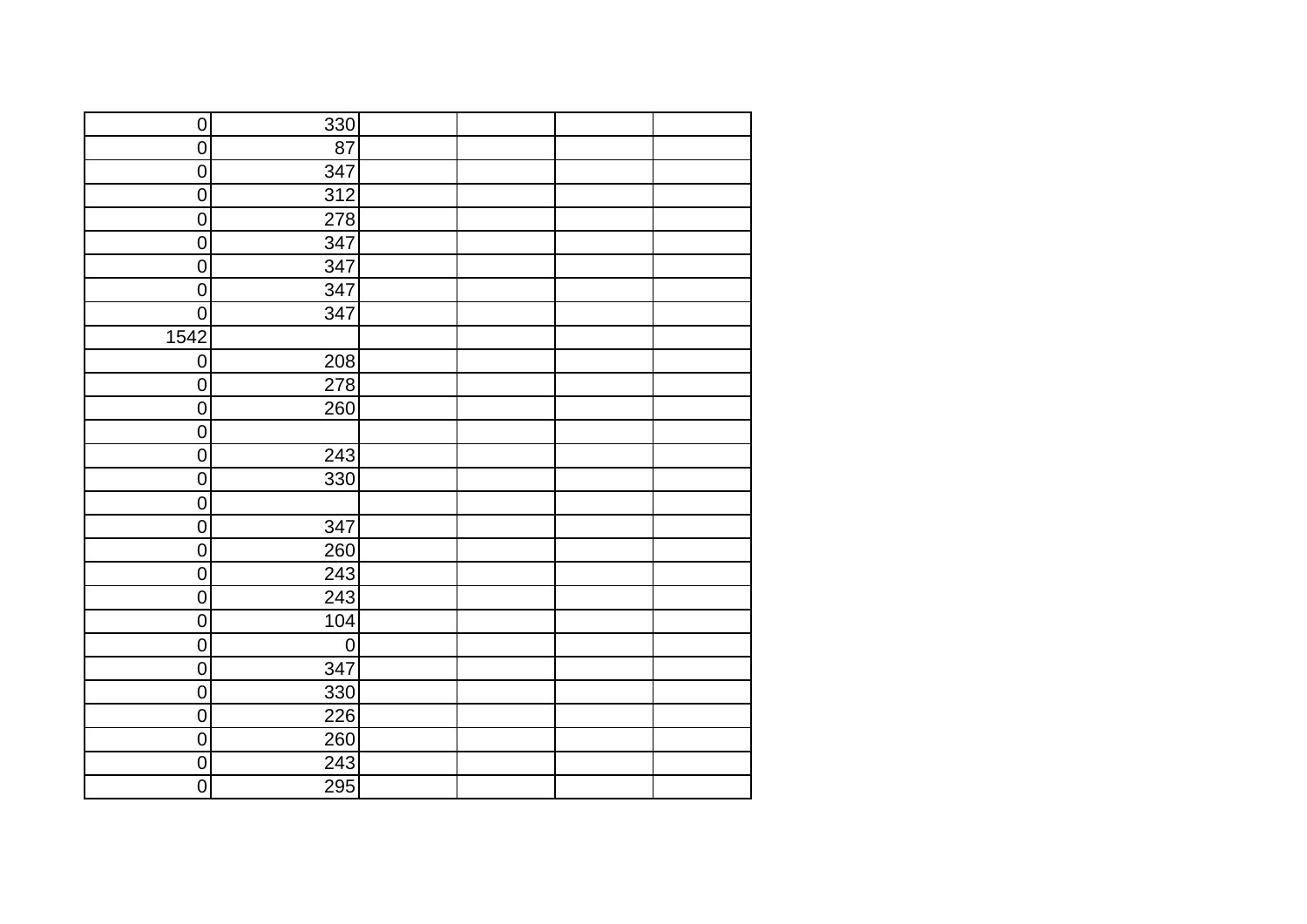| | | | | | |
|---|---|---|---|---|---|
| 0 | 330 | | | | |
| 0 | 87 | | | | |
| 0 | 347 | | | | |
| 0 | 312 | | | | |
| 0 | 278 | | | | |
| 0 | 347 | | | | |
| 0 | 347 | | | | |
| 0 | 347 | | | | |
| 0 | 347 | | | | |
| 1542 | | | | | |
| 0 | 208 | | | | |
| 0 | 278 | | | | |
| 0 | 260 | | | | |
| 0 | | | | | |
| 0 | 243 | | | | |
| 0 | 330 | | | | |
| 0 | | | | | |
| 0 | 347 | | | | |
| 0 | 260 | | | | |
| 0 | 243 | | | | |
| 0 | 243 | | | | |
| 0 | 104 | | | | |
| 0 | 0 | | | | |
| 0 | 347 | | | | |
| 0 | 330 | | | | |
| 0 | 226 | | | | |
| 0 | 260 | | | | |
| 0 | 243 | | | | |
| 0 | 295 | | | | |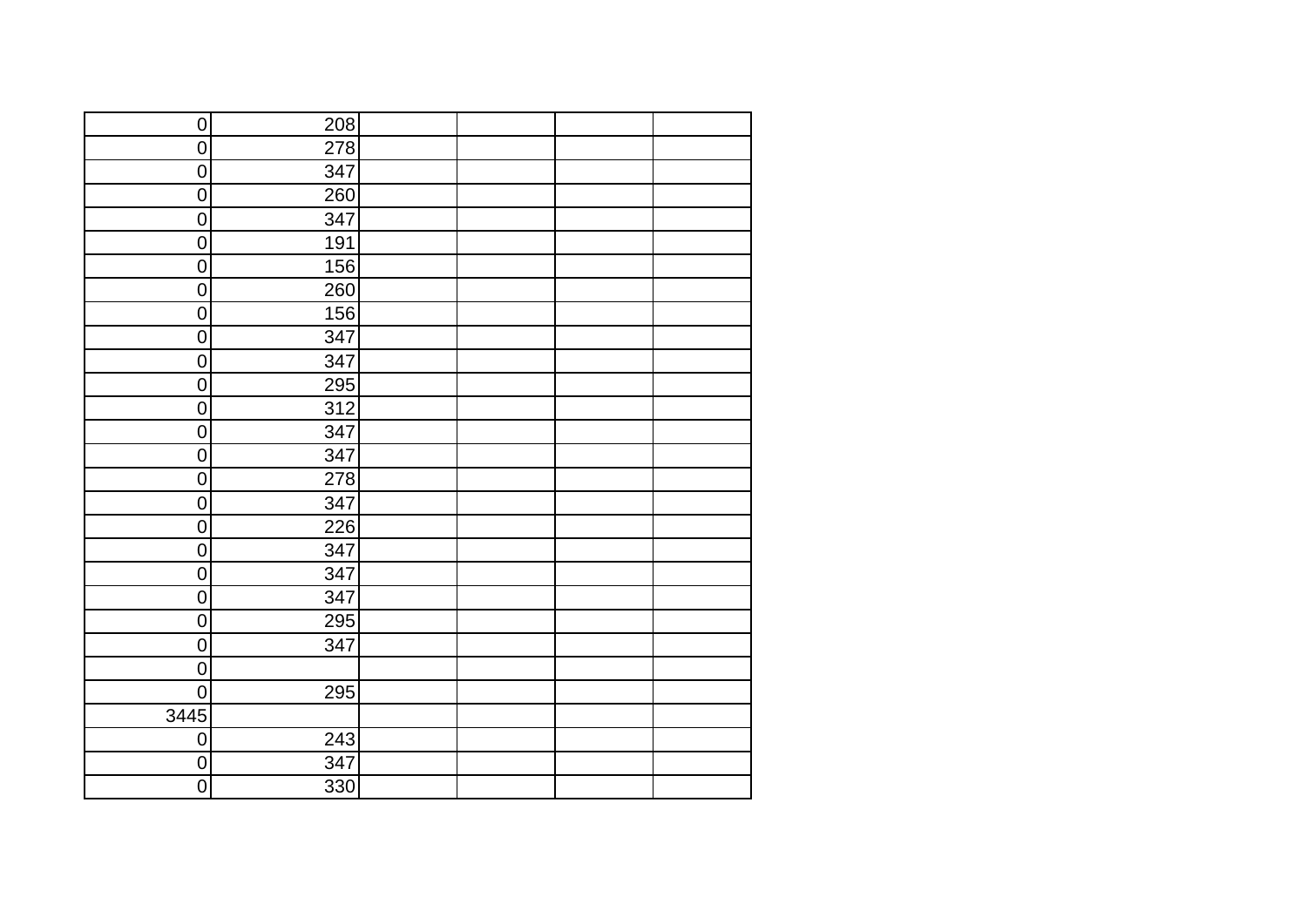| | | | | | |
|---|---|---|---|---|---|
| 0 | 208 | | | | |
| 0 | 278 | | | | |
| 0 | 347 | | | | |
| 0 | 260 | | | | |
| 0 | 347 | | | | |
| 0 | 191 | | | | |
| 0 | 156 | | | | |
| 0 | 260 | | | | |
| 0 | 156 | | | | |
| 0 | 347 | | | | |
| 0 | 347 | | | | |
| 0 | 295 | | | | |
| 0 | 312 | | | | |
| 0 | 347 | | | | |
| 0 | 347 | | | | |
| 0 | 278 | | | | |
| 0 | 347 | | | | |
| 0 | 226 | | | | |
| 0 | 347 | | | | |
| 0 | 347 | | | | |
| 0 | 347 | | | | |
| 0 | 295 | | | | |
| 0 | 347 | | | | |
| 0 | | | | | |
| 0 | 295 | | | | |
| 3445 | | | | | |
| 0 | 243 | | | | |
| 0 | 347 | | | | |
| 0 | 330 | | | | |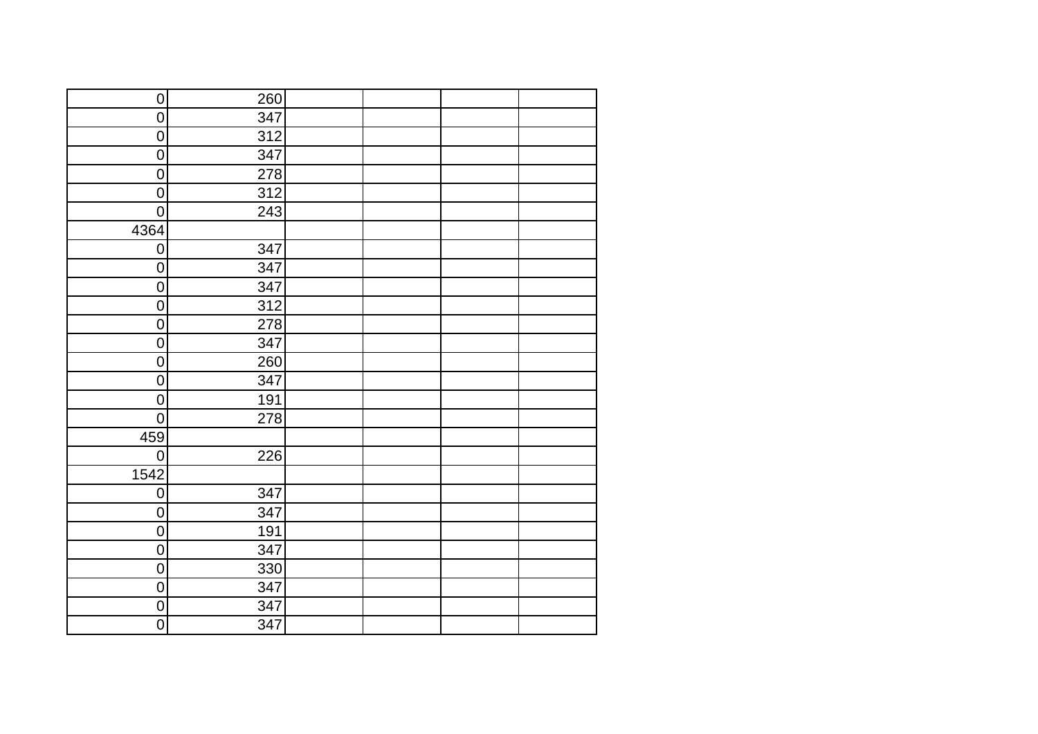| | | | | | |
|---|---|---|---|---|---|
| 0 | 260 | | | | |
| 0 | 347 | | | | |
| 0 | 312 | | | | |
| 0 | 347 | | | | |
| 0 | 278 | | | | |
| 0 | 312 | | | | |
| 0 | 243 | | | | |
| 4364 | | | | | |
| 0 | 347 | | | | |
| 0 | 347 | | | | |
| 0 | 347 | | | | |
| 0 | 312 | | | | |
| 0 | 278 | | | | |
| 0 | 347 | | | | |
| 0 | 260 | | | | |
| 0 | 347 | | | | |
| 0 | 191 | | | | |
| 0 | 278 | | | | |
| 459 | | | | | |
| 0 | 226 | | | | |
| 1542 | | | | | |
| 0 | 347 | | | | |
| 0 | 347 | | | | |
| 0 | 191 | | | | |
| 0 | 347 | | | | |
| 0 | 330 | | | | |
| 0 | 347 | | | | |
| 0 | 347 | | | | |
| 0 | 347 | | | | |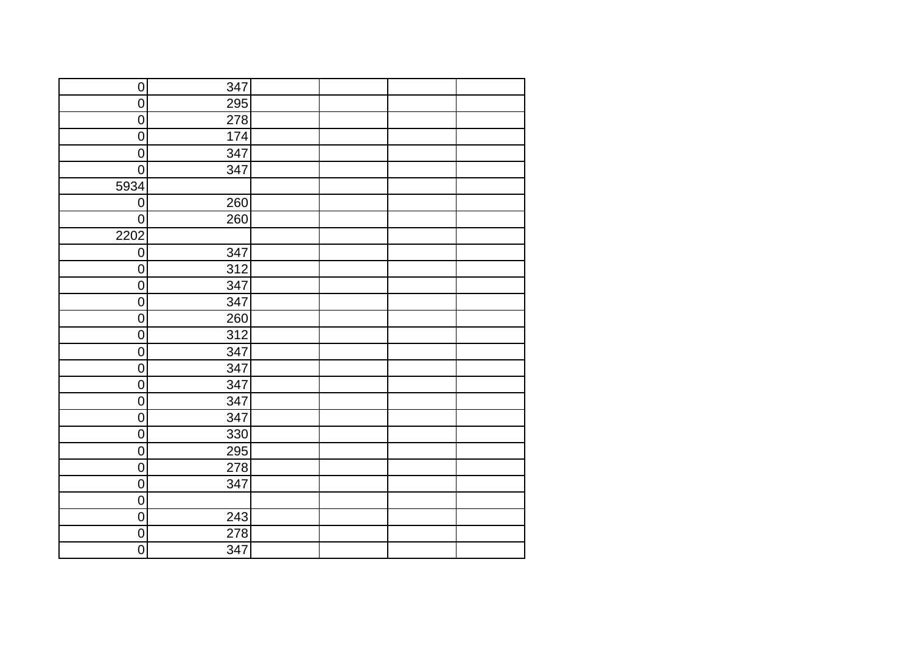| | | | | | |
|---|---|---|---|---|---|
| 0 | 347 | | | | |
| 0 | 295 | | | | |
| 0 | 278 | | | | |
| 0 | 174 | | | | |
| 0 | 347 | | | | |
| 0 | 347 | | | | |
| 5934 | | | | | |
| 0 | 260 | | | | |
| 0 | 260 | | | | |
| 2202 | | | | | |
| 0 | 347 | | | | |
| 0 | 312 | | | | |
| 0 | 347 | | | | |
| 0 | 347 | | | | |
| 0 | 260 | | | | |
| 0 | 312 | | | | |
| 0 | 347 | | | | |
| 0 | 347 | | | | |
| 0 | 347 | | | | |
| 0 | 347 | | | | |
| 0 | 347 | | | | |
| 0 | 330 | | | | |
| 0 | 295 | | | | |
| 0 | 278 | | | | |
| 0 | 347 | | | | |
| 0 | | | | | |
| 0 | 243 | | | | |
| 0 | 278 | | | | |
| 0 | 347 | | | | |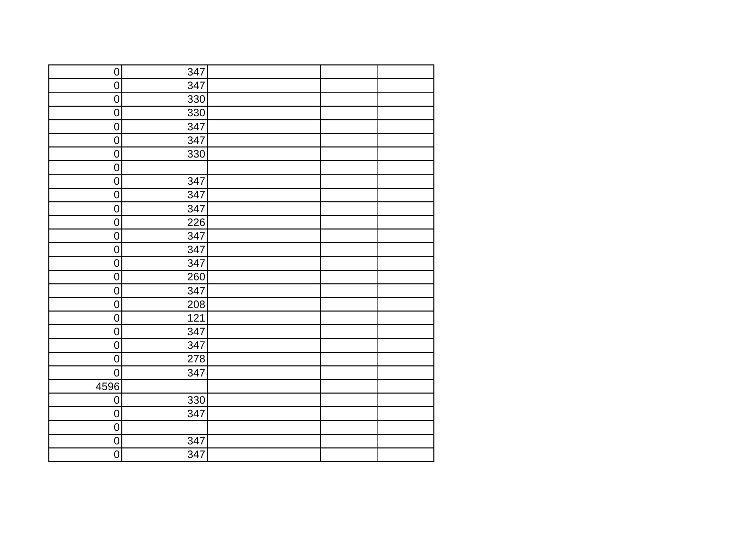| | | | | | |
|---|---|---|---|---|---|
| 0 | 347 | | | | |
| 0 | 347 | | | | |
| 0 | 330 | | | | |
| 0 | 330 | | | | |
| 0 | 347 | | | | |
| 0 | 347 | | | | |
| 0 | 330 | | | | |
| 0 | | | | | |
| 0 | 347 | | | | |
| 0 | 347 | | | | |
| 0 | 347 | | | | |
| 0 | 226 | | | | |
| 0 | 347 | | | | |
| 0 | 347 | | | | |
| 0 | 347 | | | | |
| 0 | 260 | | | | |
| 0 | 347 | | | | |
| 0 | 208 | | | | |
| 0 | 121 | | | | |
| 0 | 347 | | | | |
| 0 | 347 | | | | |
| 0 | 278 | | | | |
| 0 | 347 | | | | |
| 4596 | | | | | |
| 0 | 330 | | | | |
| 0 | 347 | | | | |
| 0 | | | | | |
| 0 | 347 | | | | |
| 0 | 347 | | | | |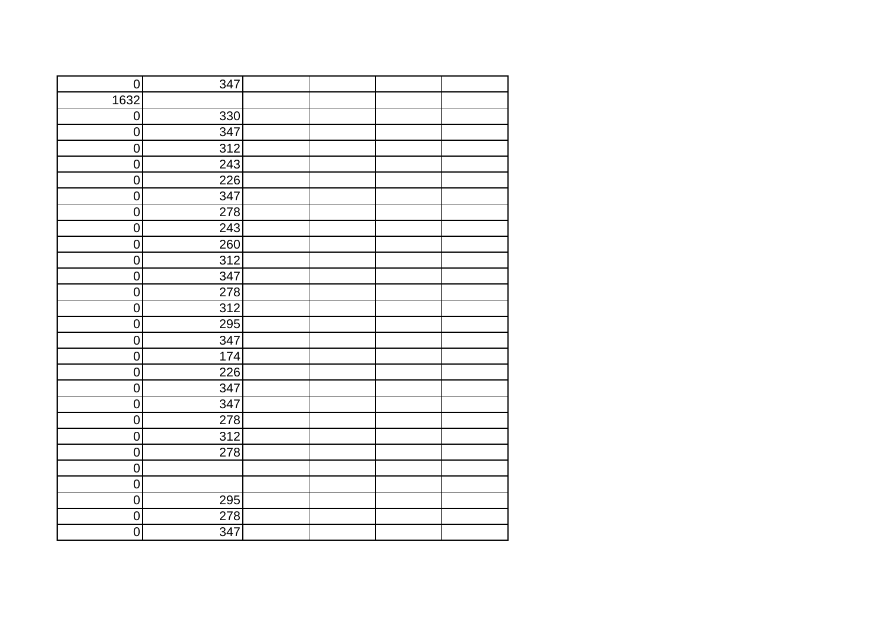| | | | | | |
|---|---|---|---|---|---|
| 0 | 347 | | | | |
| 1632 | | | | | |
| 0 | 330 | | | | |
| 0 | 347 | | | | |
| 0 | 312 | | | | |
| 0 | 243 | | | | |
| 0 | 226 | | | | |
| 0 | 347 | | | | |
| 0 | 278 | | | | |
| 0 | 243 | | | | |
| 0 | 260 | | | | |
| 0 | 312 | | | | |
| 0 | 347 | | | | |
| 0 | 278 | | | | |
| 0 | 312 | | | | |
| 0 | 295 | | | | |
| 0 | 347 | | | | |
| 0 | 174 | | | | |
| 0 | 226 | | | | |
| 0 | 347 | | | | |
| 0 | 347 | | | | |
| 0 | 278 | | | | |
| 0 | 312 | | | | |
| 0 | 278 | | | | |
| 0 | | | | | |
| 0 | | | | | |
| 0 | 295 | | | | |
| 0 | 278 | | | | |
| 0 | 347 | | | | |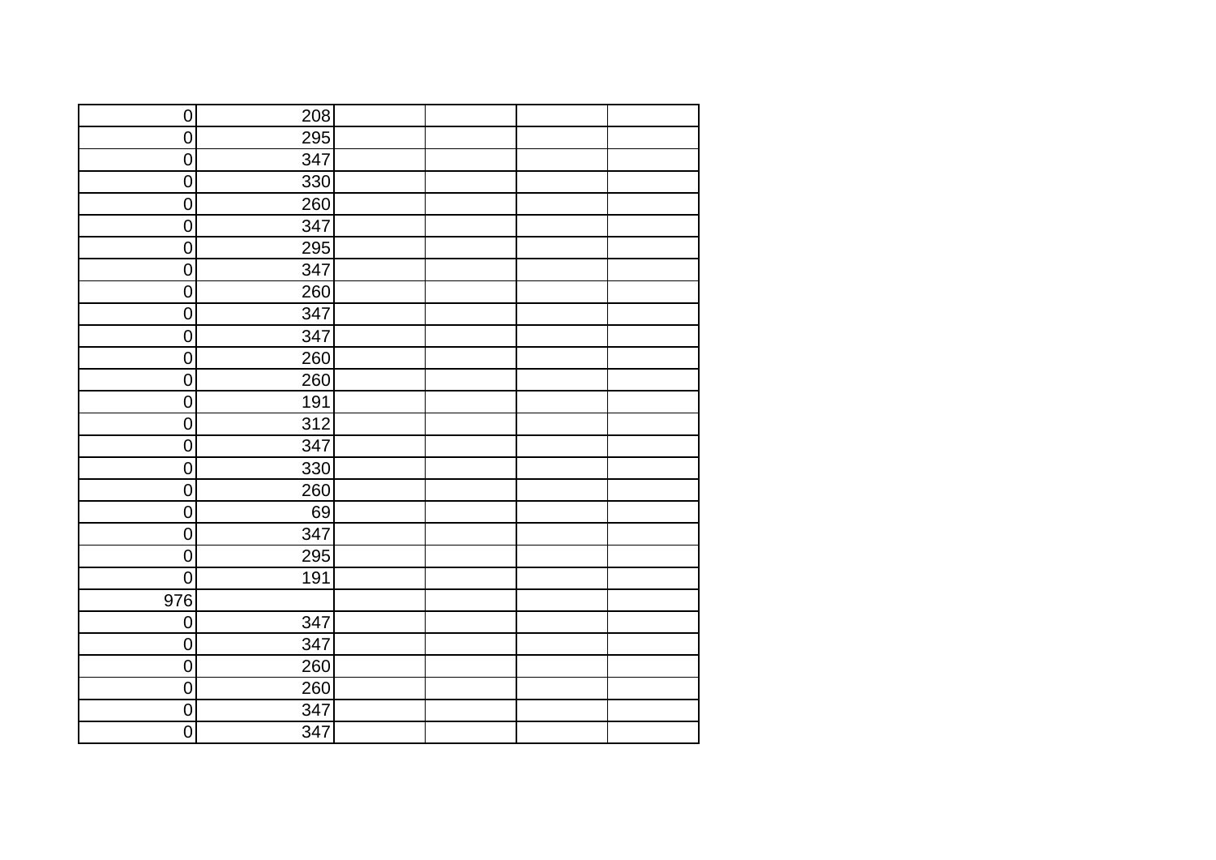| | | | | | |
|---|---|---|---|---|---|
| 0 | 208 | | | | |
| 0 | 295 | | | | |
| 0 | 347 | | | | |
| 0 | 330 | | | | |
| 0 | 260 | | | | |
| 0 | 347 | | | | |
| 0 | 295 | | | | |
| 0 | 347 | | | | |
| 0 | 260 | | | | |
| 0 | 347 | | | | |
| 0 | 347 | | | | |
| 0 | 260 | | | | |
| 0 | 260 | | | | |
| 0 | 191 | | | | |
| 0 | 312 | | | | |
| 0 | 347 | | | | |
| 0 | 330 | | | | |
| 0 | 260 | | | | |
| 0 | 69 | | | | |
| 0 | 347 | | | | |
| 0 | 295 | | | | |
| 0 | 191 | | | | |
| 976 | | | | | |
| 0 | 347 | | | | |
| 0 | 347 | | | | |
| 0 | 260 | | | | |
| 0 | 260 | | | | |
| 0 | 347 | | | | |
| 0 | 347 | | | | |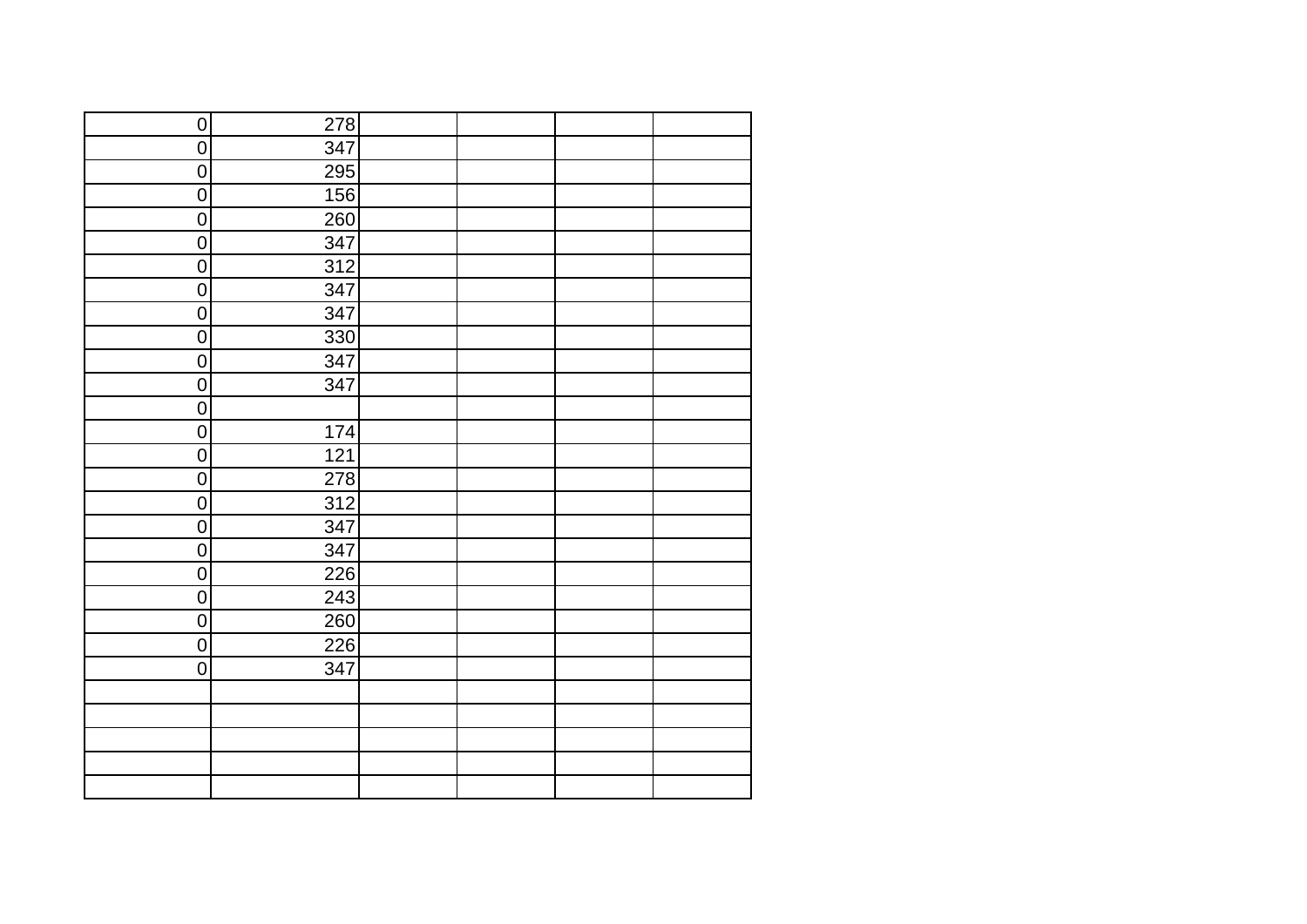| | | | | | |
|---|---|---|---|---|---|
| 0 | 278 | | | | |
| 0 | 347 | | | | |
| 0 | 295 | | | | |
| 0 | 156 | | | | |
| 0 | 260 | | | | |
| 0 | 347 | | | | |
| 0 | 312 | | | | |
| 0 | 347 | | | | |
| 0 | 347 | | | | |
| 0 | 330 | | | | |
| 0 | 347 | | | | |
| 0 | 347 | | | | |
| 0 | | | | | |
| 0 | 174 | | | | |
| 0 | 121 | | | | |
| 0 | 278 | | | | |
| 0 | 312 | | | | |
| 0 | 347 | | | | |
| 0 | 347 | | | | |
| 0 | 226 | | | | |
| 0 | 243 | | | | |
| 0 | 260 | | | | |
| 0 | 226 | | | | |
| 0 | 347 | | | | |
| | | | | | |
| | | | | | |
| | | | | | |
| | | | | | |
| | | | | | |